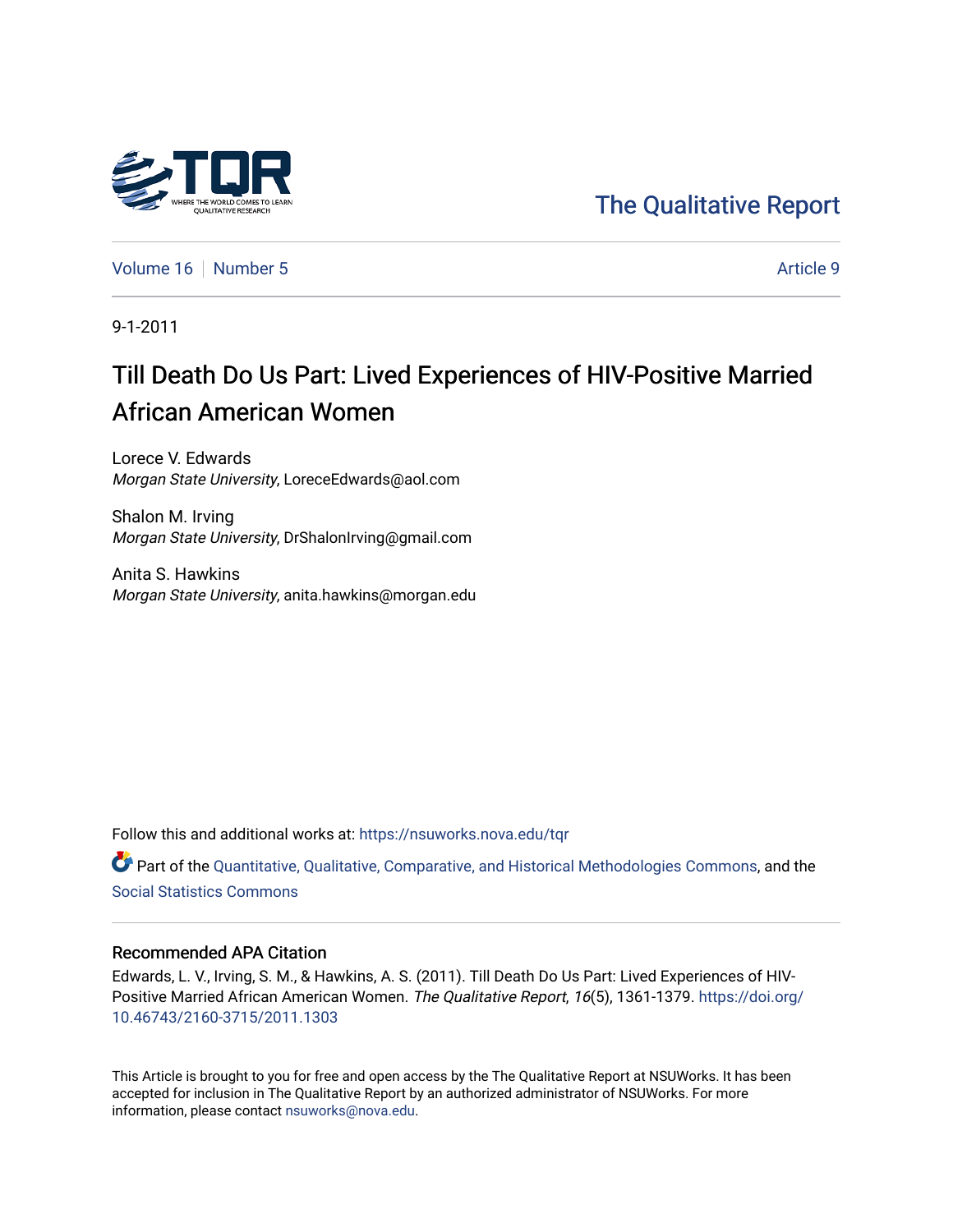The Qualitative Report

Volume 16 | Number 5 | Article 9

9-1-2011

# Till Death Do Us Part: Lived Experiences of HIV-Positive Married African American Women

Lorece V. Edwards
*Morgan State University*, LoreceEdwards@aol.com

Shalon M. Irving
*Morgan State University*, DrShalonIrving@gmail.com

Anita S. Hawkins
*Morgan State University*, anita.hawkins@morgan.edu

Follow this and additional works at: https://nsuworks.nova.edu/tqr

Part of the Quantitative, Qualitative, Comparative, and Historical Methodologies Commons, and the Social Statistics Commons

## Recommended APA Citation

Edwards, L. V., Irving, S. M., & Hawkins, A. S. (2011). Till Death Do Us Part: Lived Experiences of HIV-Positive Married African American Women. *The Qualitative Report*, *16*(5), 1361-1379. https://doi.org/10.46743/2160-3715/2011.1303

This Article is brought to you for free and open access by the The Qualitative Report at NSUWorks. It has been accepted for inclusion in The Qualitative Report by an authorized administrator of NSUWorks. For more information, please contact nsuworks@nova.edu.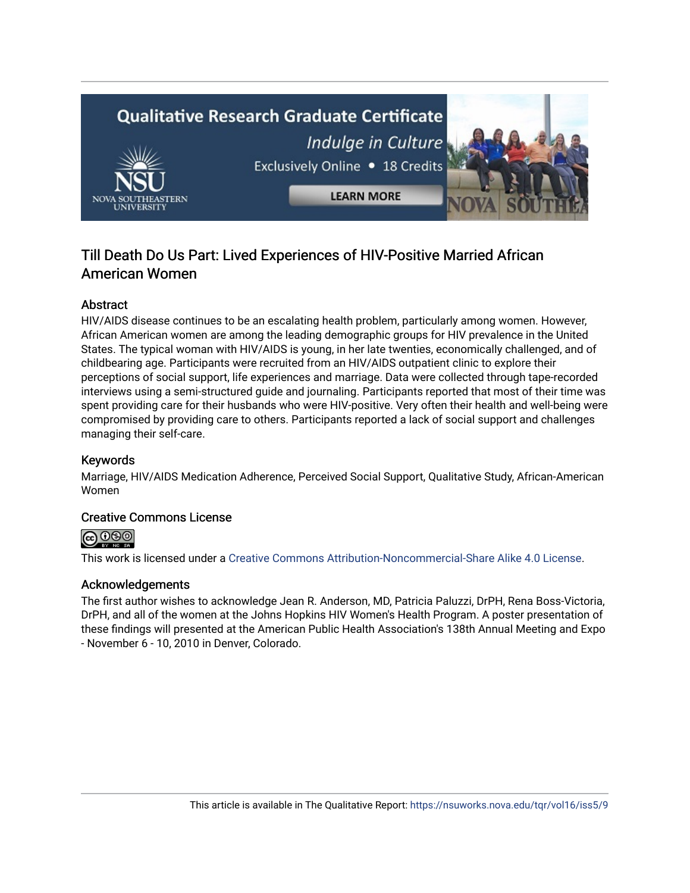# Till Death Do Us Part: Lived Experiences of HIV-Positive Married African American Women

## Abstract

HIV/AIDS disease continues to be an escalating health problem, particularly among women. However, African American women are among the leading demographic groups for HIV prevalence in the United States. The typical woman with HIV/AIDS is young, in her late twenties, economically challenged, and of childbearing age. Participants were recruited from an HIV/AIDS outpatient clinic to explore their perceptions of social support, life experiences and marriage. Data were collected through tape-recorded interviews using a semi-structured guide and journaling. Participants reported that most of their time was spent providing care for their husbands who were HIV-positive. Very often their health and well-being were compromised by providing care to others. Participants reported a lack of social support and challenges managing their self-care.

## Keywords

Marriage, HIV/AIDS Medication Adherence, Perceived Social Support, Qualitative Study, African-American Women

## Creative Commons License

This work is licensed under a Creative Commons Attribution-Noncommercial-Share Alike 4.0 License.

## Acknowledgements

The first author wishes to acknowledge Jean R. Anderson, MD, Patricia Paluzzi, DrPH, Rena Boss-Victoria, DrPH, and all of the women at the Johns Hopkins HIV Women's Health Program. A poster presentation of these findings will presented at the American Public Health Association's 138th Annual Meeting and Expo - November 6 - 10, 2010 in Denver, Colorado.

This article is available in The Qualitative Report: https://nsuworks.nova.edu/tqr/vol16/iss5/9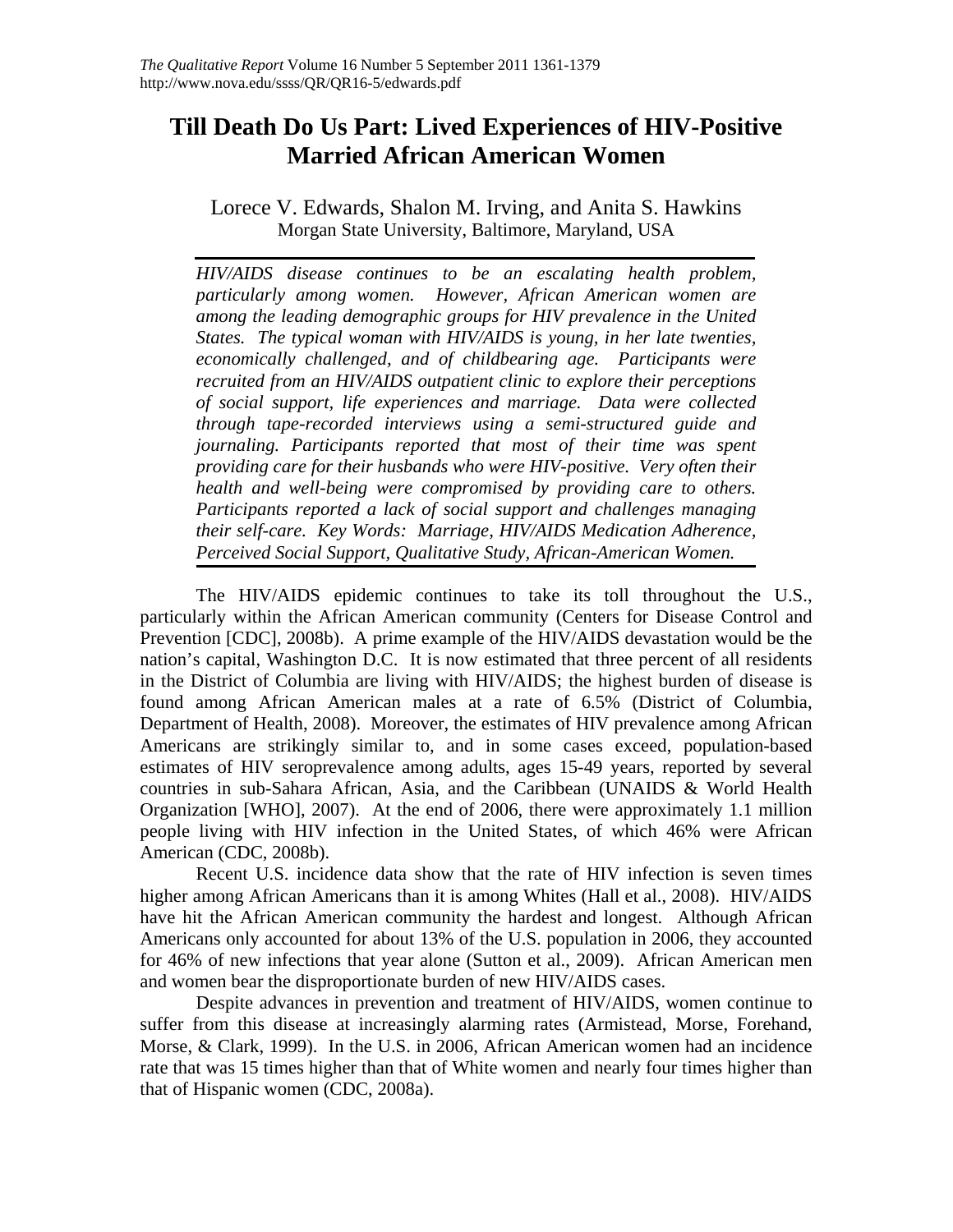# Till Death Do Us Part: Lived Experiences of HIV-Positive Married African American Women

Lorece V. Edwards, Shalon M. Irving, and Anita S. Hawkins
Morgan State University, Baltimore, Maryland, USA

*HIV/AIDS disease continues to be an escalating health problem, particularly among women. However, African American women are among the leading demographic groups for HIV prevalence in the United States. The typical woman with HIV/AIDS is young, in her late twenties, economically challenged, and of childbearing age. Participants were recruited from an HIV/AIDS outpatient clinic to explore their perceptions of social support, life experiences and marriage. Data were collected through tape-recorded interviews using a semi-structured guide and journaling. Participants reported that most of their time was spent providing care for their husbands who were HIV-positive. Very often their health and well-being were compromised by providing care to others. Participants reported a lack of social support and challenges managing their self-care. Key Words: Marriage, HIV/AIDS Medication Adherence, Perceived Social Support, Qualitative Study, African-American Women.*

The HIV/AIDS epidemic continues to take its toll throughout the U.S., particularly within the African American community (Centers for Disease Control and Prevention [CDC], 2008b). A prime example of the HIV/AIDS devastation would be the nation's capital, Washington D.C. It is now estimated that three percent of all residents in the District of Columbia are living with HIV/AIDS; the highest burden of disease is found among African American males at a rate of 6.5% (District of Columbia, Department of Health, 2008). Moreover, the estimates of HIV prevalence among African Americans are strikingly similar to, and in some cases exceed, population-based estimates of HIV seroprevalence among adults, ages 15-49 years, reported by several countries in sub-Sahara African, Asia, and the Caribbean (UNAIDS & World Health Organization [WHO], 2007). At the end of 2006, there were approximately 1.1 million people living with HIV infection in the United States, of which 46% were African American (CDC, 2008b).

Recent U.S. incidence data show that the rate of HIV infection is seven times higher among African Americans than it is among Whites (Hall et al., 2008). HIV/AIDS have hit the African American community the hardest and longest. Although African Americans only accounted for about 13% of the U.S. population in 2006, they accounted for 46% of new infections that year alone (Sutton et al., 2009). African American men and women bear the disproportionate burden of new HIV/AIDS cases.

Despite advances in prevention and treatment of HIV/AIDS, women continue to suffer from this disease at increasingly alarming rates (Armistead, Morse, Forehand, Morse, & Clark, 1999). In the U.S. in 2006, African American women had an incidence rate that was 15 times higher than that of White women and nearly four times higher than that of Hispanic women (CDC, 2008a).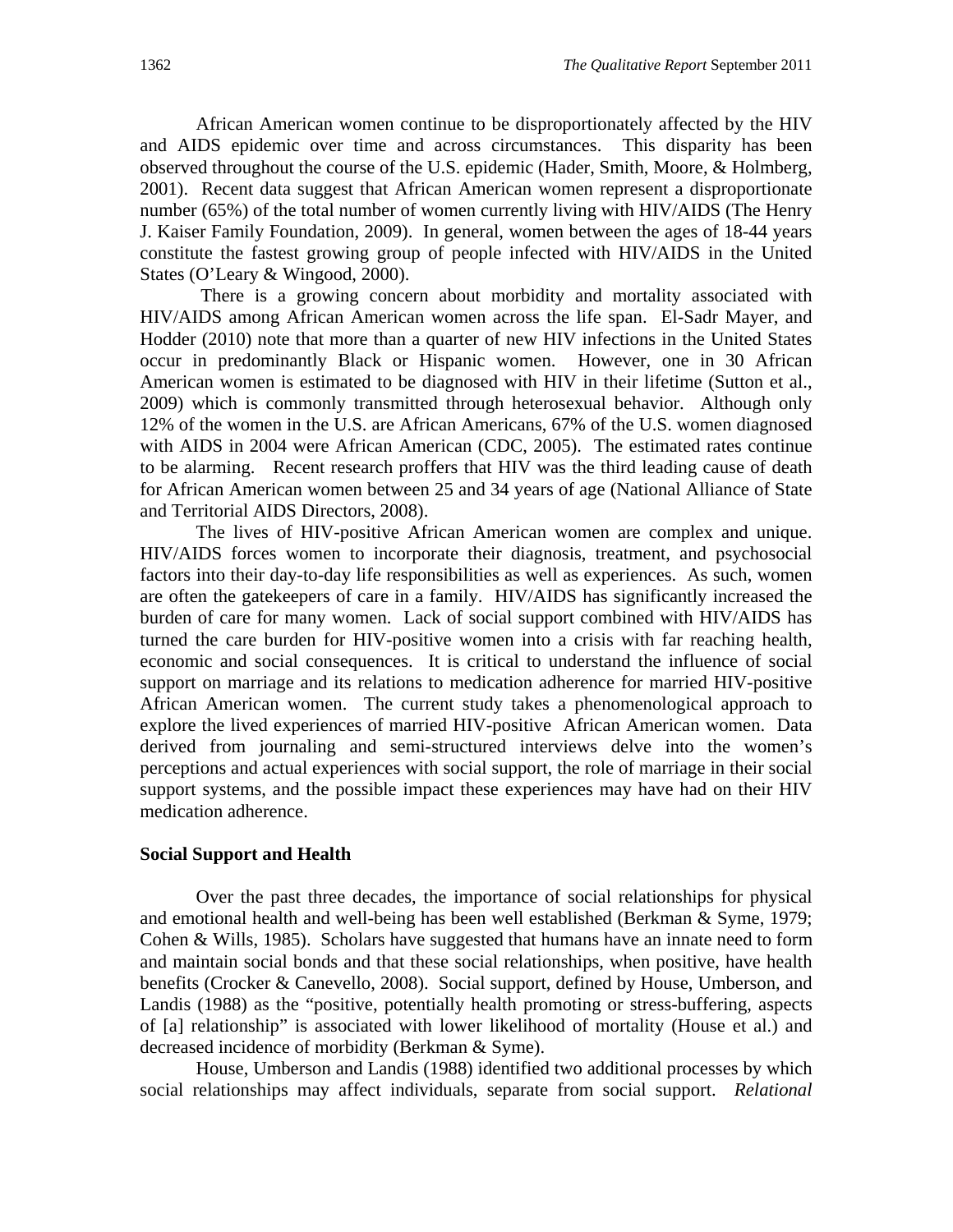African American women continue to be disproportionately affected by the HIV and AIDS epidemic over time and across circumstances. This disparity has been observed throughout the course of the U.S. epidemic (Hader, Smith, Moore, & Holmberg, 2001). Recent data suggest that African American women represent a disproportionate number (65%) of the total number of women currently living with HIV/AIDS (The Henry J. Kaiser Family Foundation, 2009). In general, women between the ages of 18-44 years constitute the fastest growing group of people infected with HIV/AIDS in the United States (O'Leary & Wingood, 2000).

There is a growing concern about morbidity and mortality associated with HIV/AIDS among African American women across the life span. El-Sadr Mayer, and Hodder (2010) note that more than a quarter of new HIV infections in the United States occur in predominantly Black or Hispanic women. However, one in 30 African American women is estimated to be diagnosed with HIV in their lifetime (Sutton et al., 2009) which is commonly transmitted through heterosexual behavior. Although only 12% of the women in the U.S. are African Americans, 67% of the U.S. women diagnosed with AIDS in 2004 were African American (CDC, 2005). The estimated rates continue to be alarming. Recent research proffers that HIV was the third leading cause of death for African American women between 25 and 34 years of age (National Alliance of State and Territorial AIDS Directors, 2008).

The lives of HIV-positive African American women are complex and unique. HIV/AIDS forces women to incorporate their diagnosis, treatment, and psychosocial factors into their day-to-day life responsibilities as well as experiences. As such, women are often the gatekeepers of care in a family. HIV/AIDS has significantly increased the burden of care for many women. Lack of social support combined with HIV/AIDS has turned the care burden for HIV-positive women into a crisis with far reaching health, economic and social consequences. It is critical to understand the influence of social support on marriage and its relations to medication adherence for married HIV-positive African American women. The current study takes a phenomenological approach to explore the lived experiences of married HIV-positive African American women. Data derived from journaling and semi-structured interviews delve into the women's perceptions and actual experiences with social support, the role of marriage in their social support systems, and the possible impact these experiences may have had on their HIV medication adherence.

**Social Support and Health**

Over the past three decades, the importance of social relationships for physical and emotional health and well-being has been well established (Berkman & Syme, 1979; Cohen & Wills, 1985). Scholars have suggested that humans have an innate need to form and maintain social bonds and that these social relationships, when positive, have health benefits (Crocker & Canevello, 2008). Social support, defined by House, Umberson, and Landis (1988) as the "positive, potentially health promoting or stress-buffering, aspects of [a] relationship" is associated with lower likelihood of mortality (House et al.) and decreased incidence of morbidity (Berkman & Syme).

House, Umberson and Landis (1988) identified two additional processes by which social relationships may affect individuals, separate from social support. *Relational*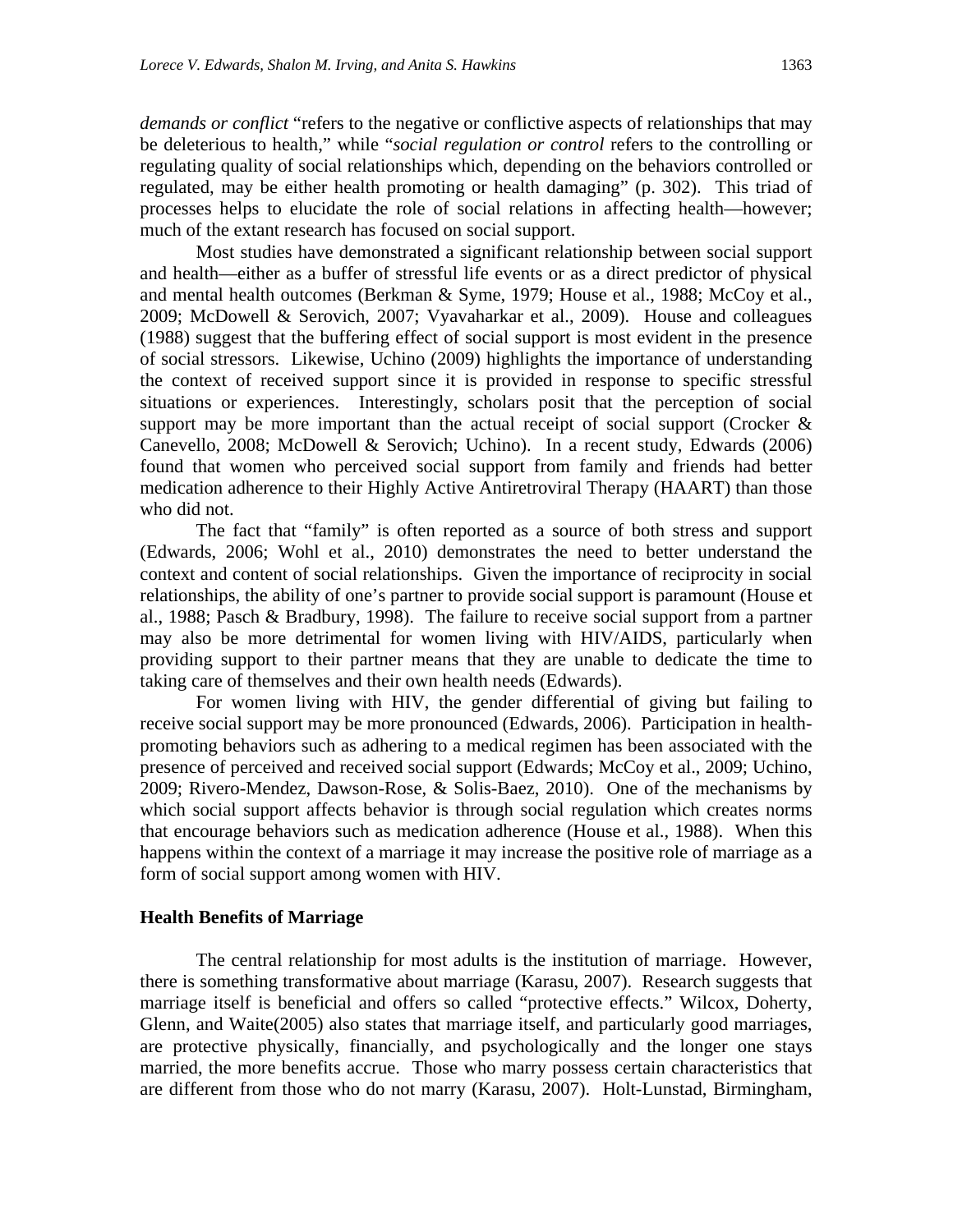*demands or conflict* "refers to the negative or conflictive aspects of relationships that may be deleterious to health," while "*social regulation or control* refers to the controlling or regulating quality of social relationships which, depending on the behaviors controlled or regulated, may be either health promoting or health damaging" (p. 302). This triad of processes helps to elucidate the role of social relations in affecting health—however; much of the extant research has focused on social support.

Most studies have demonstrated a significant relationship between social support and health—either as a buffer of stressful life events or as a direct predictor of physical and mental health outcomes (Berkman & Syme, 1979; House et al., 1988; McCoy et al., 2009; McDowell & Serovich, 2007; Vyavaharkar et al., 2009). House and colleagues (1988) suggest that the buffering effect of social support is most evident in the presence of social stressors. Likewise, Uchino (2009) highlights the importance of understanding the context of received support since it is provided in response to specific stressful situations or experiences. Interestingly, scholars posit that the perception of social support may be more important than the actual receipt of social support (Crocker & Canevello, 2008; McDowell & Serovich; Uchino). In a recent study, Edwards (2006) found that women who perceived social support from family and friends had better medication adherence to their Highly Active Antiretroviral Therapy (HAART) than those who did not.

The fact that "family" is often reported as a source of both stress and support (Edwards, 2006; Wohl et al., 2010) demonstrates the need to better understand the context and content of social relationships. Given the importance of reciprocity in social relationships, the ability of one's partner to provide social support is paramount (House et al., 1988; Pasch & Bradbury, 1998). The failure to receive social support from a partner may also be more detrimental for women living with HIV/AIDS, particularly when providing support to their partner means that they are unable to dedicate the time to taking care of themselves and their own health needs (Edwards).

For women living with HIV, the gender differential of giving but failing to receive social support may be more pronounced (Edwards, 2006). Participation in health-promoting behaviors such as adhering to a medical regimen has been associated with the presence of perceived and received social support (Edwards; McCoy et al., 2009; Uchino, 2009; Rivero-Mendez, Dawson-Rose, & Solis-Baez, 2010). One of the mechanisms by which social support affects behavior is through social regulation which creates norms that encourage behaviors such as medication adherence (House et al., 1988). When this happens within the context of a marriage it may increase the positive role of marriage as a form of social support among women with HIV.

## Health Benefits of Marriage

The central relationship for most adults is the institution of marriage. However, there is something transformative about marriage (Karasu, 2007). Research suggests that marriage itself is beneficial and offers so called "protective effects." Wilcox, Doherty, Glenn, and Waite(2005) also states that marriage itself, and particularly good marriages, are protective physically, financially, and psychologically and the longer one stays married, the more benefits accrue. Those who marry possess certain characteristics that are different from those who do not marry (Karasu, 2007). Holt-Lunstad, Birmingham,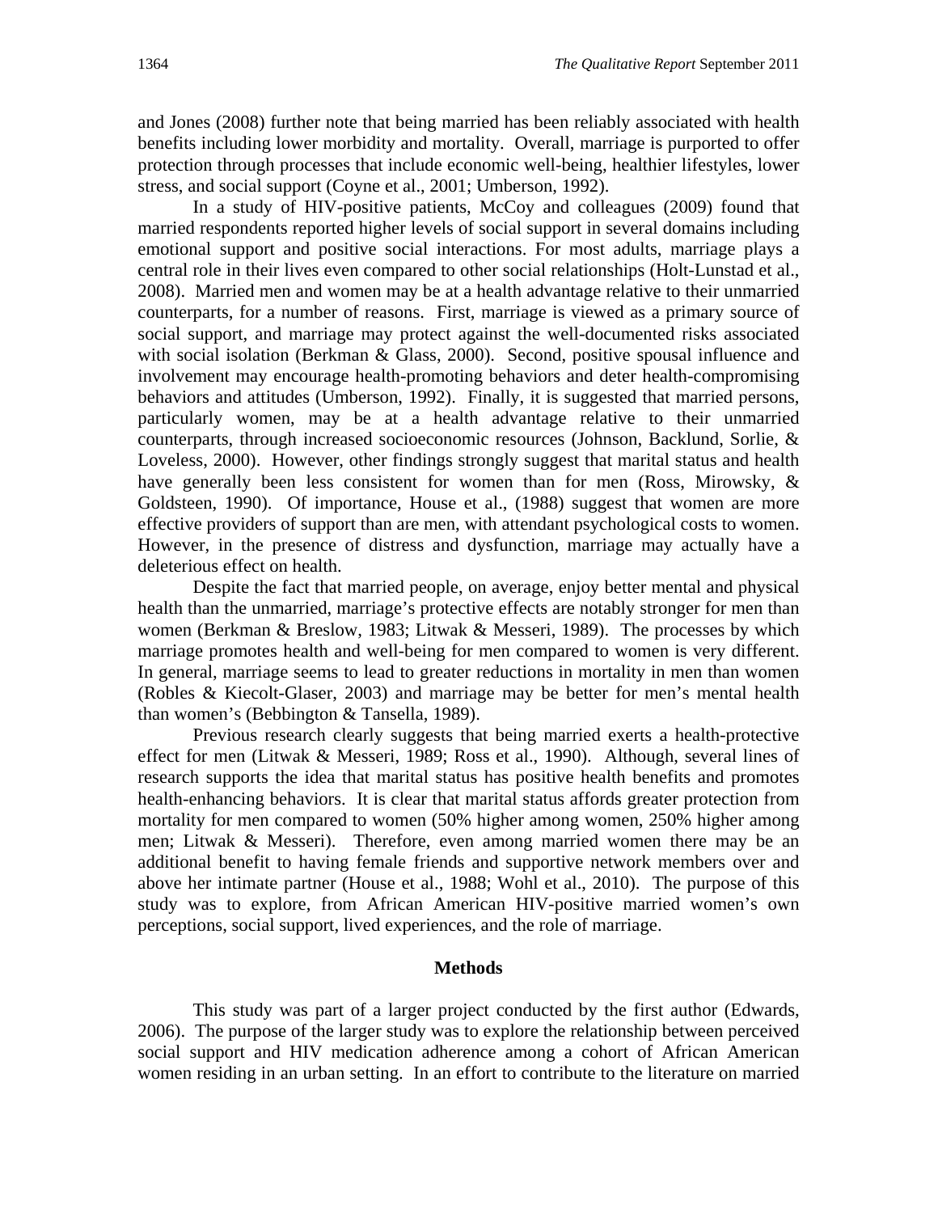and Jones (2008) further note that being married has been reliably associated with health benefits including lower morbidity and mortality. Overall, marriage is purported to offer protection through processes that include economic well-being, healthier lifestyles, lower stress, and social support (Coyne et al., 2001; Umberson, 1992).

In a study of HIV-positive patients, McCoy and colleagues (2009) found that married respondents reported higher levels of social support in several domains including emotional support and positive social interactions. For most adults, marriage plays a central role in their lives even compared to other social relationships (Holt-Lunstad et al., 2008). Married men and women may be at a health advantage relative to their unmarried counterparts, for a number of reasons. First, marriage is viewed as a primary source of social support, and marriage may protect against the well-documented risks associated with social isolation (Berkman & Glass, 2000). Second, positive spousal influence and involvement may encourage health-promoting behaviors and deter health-compromising behaviors and attitudes (Umberson, 1992). Finally, it is suggested that married persons, particularly women, may be at a health advantage relative to their unmarried counterparts, through increased socioeconomic resources (Johnson, Backlund, Sorlie, & Loveless, 2000). However, other findings strongly suggest that marital status and health have generally been less consistent for women than for men (Ross, Mirowsky, & Goldsteen, 1990). Of importance, House et al., (1988) suggest that women are more effective providers of support than are men, with attendant psychological costs to women. However, in the presence of distress and dysfunction, marriage may actually have a deleterious effect on health.

Despite the fact that married people, on average, enjoy better mental and physical health than the unmarried, marriage's protective effects are notably stronger for men than women (Berkman & Breslow, 1983; Litwak & Messeri, 1989). The processes by which marriage promotes health and well-being for men compared to women is very different. In general, marriage seems to lead to greater reductions in mortality in men than women (Robles & Kiecolt-Glaser, 2003) and marriage may be better for men's mental health than women's (Bebbington & Tansella, 1989).

Previous research clearly suggests that being married exerts a health-protective effect for men (Litwak & Messeri, 1989; Ross et al., 1990). Although, several lines of research supports the idea that marital status has positive health benefits and promotes health-enhancing behaviors. It is clear that marital status affords greater protection from mortality for men compared to women (50% higher among women, 250% higher among men; Litwak & Messeri). Therefore, even among married women there may be an additional benefit to having female friends and supportive network members over and above her intimate partner (House et al., 1988; Wohl et al., 2010). The purpose of this study was to explore, from African American HIV-positive married women's own perceptions, social support, lived experiences, and the role of marriage.

## Methods

This study was part of a larger project conducted by the first author (Edwards, 2006). The purpose of the larger study was to explore the relationship between perceived social support and HIV medication adherence among a cohort of African American women residing in an urban setting. In an effort to contribute to the literature on married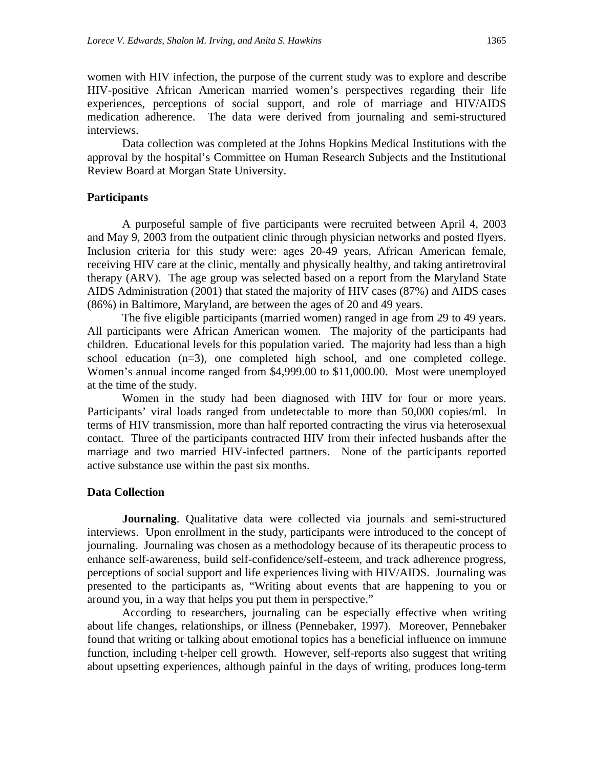women with HIV infection, the purpose of the current study was to explore and describe HIV-positive African American married women's perspectives regarding their life experiences, perceptions of social support, and role of marriage and HIV/AIDS medication adherence. The data were derived from journaling and semi-structured interviews.

Data collection was completed at the Johns Hopkins Medical Institutions with the approval by the hospital's Committee on Human Research Subjects and the Institutional Review Board at Morgan State University.

### Participants

A purposeful sample of five participants were recruited between April 4, 2003 and May 9, 2003 from the outpatient clinic through physician networks and posted flyers. Inclusion criteria for this study were: ages 20-49 years, African American female, receiving HIV care at the clinic, mentally and physically healthy, and taking antiretroviral therapy (ARV). The age group was selected based on a report from the Maryland State AIDS Administration (2001) that stated the majority of HIV cases (87%) and AIDS cases (86%) in Baltimore, Maryland, are between the ages of 20 and 49 years.

The five eligible participants (married women) ranged in age from 29 to 49 years. All participants were African American women. The majority of the participants had children. Educational levels for this population varied. The majority had less than a high school education (n=3), one completed high school, and one completed college. Women's annual income ranged from $4,999.00 to $11,000.00. Most were unemployed at the time of the study.

Women in the study had been diagnosed with HIV for four or more years. Participants' viral loads ranged from undetectable to more than 50,000 copies/ml. In terms of HIV transmission, more than half reported contracting the virus via heterosexual contact. Three of the participants contracted HIV from their infected husbands after the marriage and two married HIV-infected partners. None of the participants reported active substance use within the past six months.

### Data Collection

**Journaling**. Qualitative data were collected via journals and semi-structured interviews. Upon enrollment in the study, participants were introduced to the concept of journaling. Journaling was chosen as a methodology because of its therapeutic process to enhance self-awareness, build self-confidence/self-esteem, and track adherence progress, perceptions of social support and life experiences living with HIV/AIDS. Journaling was presented to the participants as, "Writing about events that are happening to you or around you, in a way that helps you put them in perspective."

According to researchers, journaling can be especially effective when writing about life changes, relationships, or illness (Pennebaker, 1997). Moreover, Pennebaker found that writing or talking about emotional topics has a beneficial influence on immune function, including t-helper cell growth. However, self-reports also suggest that writing about upsetting experiences, although painful in the days of writing, produces long-term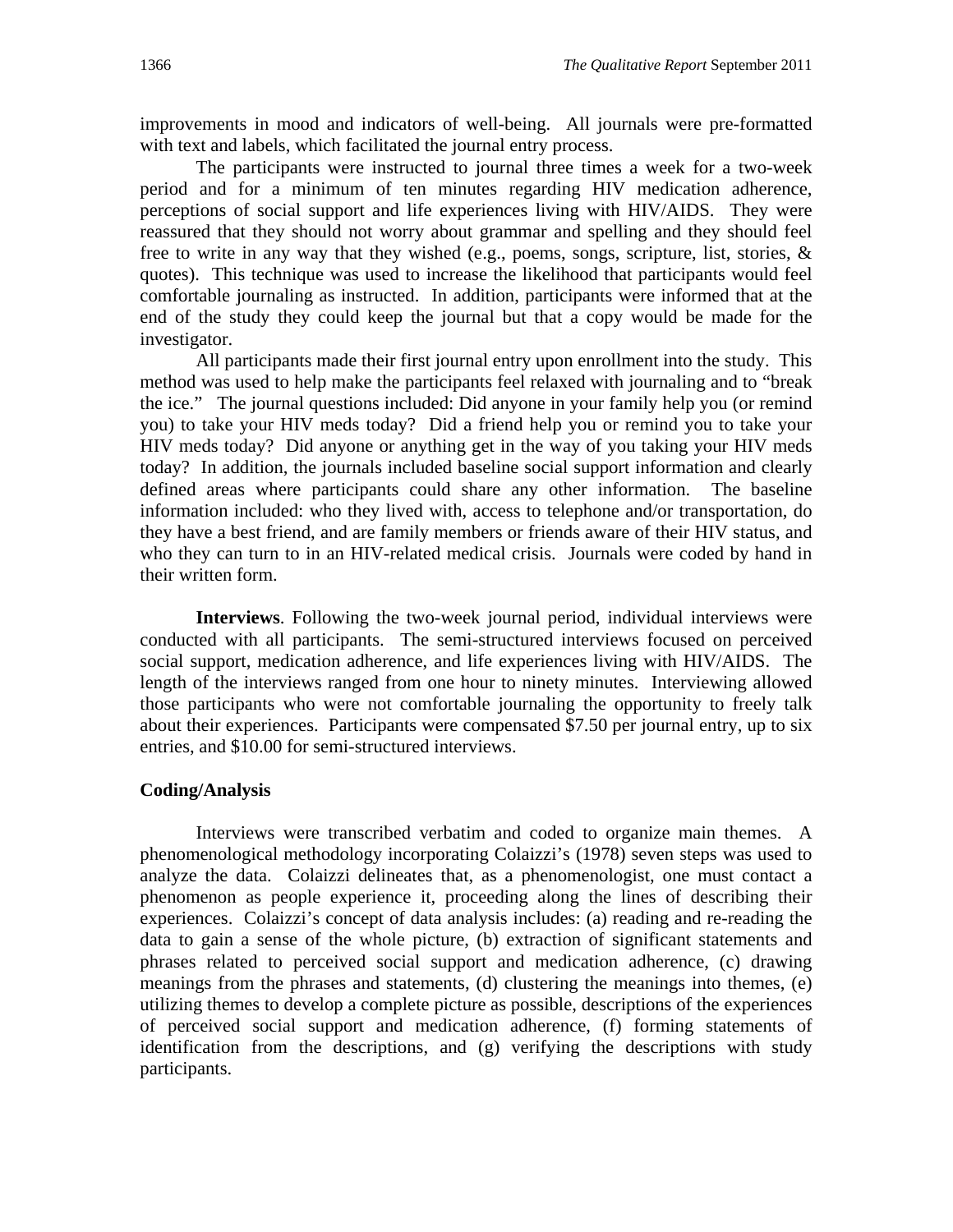improvements in mood and indicators of well-being. All journals were pre-formatted with text and labels, which facilitated the journal entry process.

The participants were instructed to journal three times a week for a two-week period and for a minimum of ten minutes regarding HIV medication adherence, perceptions of social support and life experiences living with HIV/AIDS. They were reassured that they should not worry about grammar and spelling and they should feel free to write in any way that they wished (e.g., poems, songs, scripture, list, stories, & quotes). This technique was used to increase the likelihood that participants would feel comfortable journaling as instructed. In addition, participants were informed that at the end of the study they could keep the journal but that a copy would be made for the investigator.

All participants made their first journal entry upon enrollment into the study. This method was used to help make the participants feel relaxed with journaling and to "break the ice." The journal questions included: Did anyone in your family help you (or remind you) to take your HIV meds today? Did a friend help you or remind you to take your HIV meds today? Did anyone or anything get in the way of you taking your HIV meds today? In addition, the journals included baseline social support information and clearly defined areas where participants could share any other information. The baseline information included: who they lived with, access to telephone and/or transportation, do they have a best friend, and are family members or friends aware of their HIV status, and who they can turn to in an HIV-related medical crisis. Journals were coded by hand in their written form.

**Interviews**. Following the two-week journal period, individual interviews were conducted with all participants. The semi-structured interviews focused on perceived social support, medication adherence, and life experiences living with HIV/AIDS. The length of the interviews ranged from one hour to ninety minutes. Interviewing allowed those participants who were not comfortable journaling the opportunity to freely talk about their experiences. Participants were compensated $7.50 per journal entry, up to six entries, and $10.00 for semi-structured interviews.

### Coding/Analysis

Interviews were transcribed verbatim and coded to organize main themes. A phenomenological methodology incorporating Colaizzi's (1978) seven steps was used to analyze the data. Colaizzi delineates that, as a phenomenologist, one must contact a phenomenon as people experience it, proceeding along the lines of describing their experiences. Colaizzi's concept of data analysis includes: (a) reading and re-reading the data to gain a sense of the whole picture, (b) extraction of significant statements and phrases related to perceived social support and medication adherence, (c) drawing meanings from the phrases and statements, (d) clustering the meanings into themes, (e) utilizing themes to develop a complete picture as possible, descriptions of the experiences of perceived social support and medication adherence, (f) forming statements of identification from the descriptions, and (g) verifying the descriptions with study participants.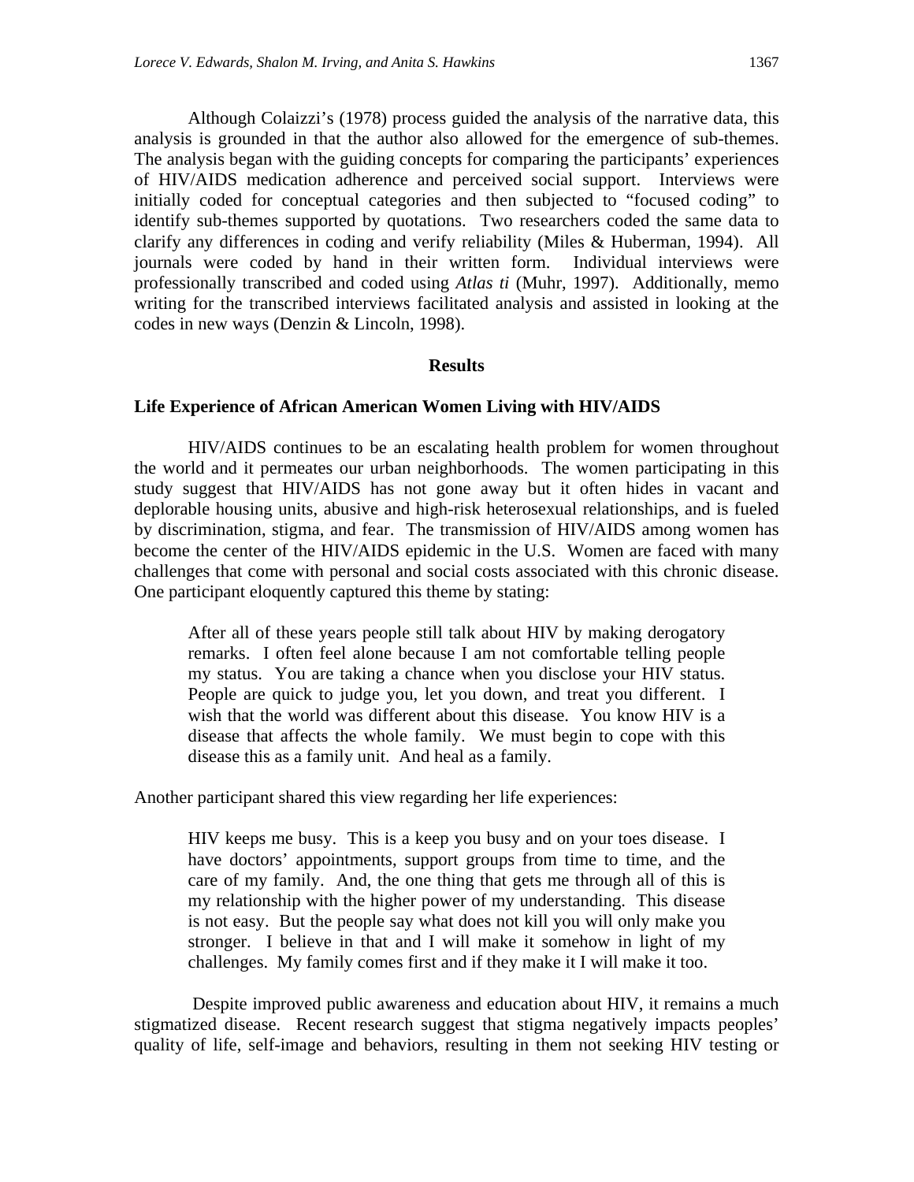Although Colaizzi's (1978) process guided the analysis of the narrative data, this analysis is grounded in that the author also allowed for the emergence of sub-themes. The analysis began with the guiding concepts for comparing the participants' experiences of HIV/AIDS medication adherence and perceived social support. Interviews were initially coded for conceptual categories and then subjected to "focused coding" to identify sub-themes supported by quotations. Two researchers coded the same data to clarify any differences in coding and verify reliability (Miles & Huberman, 1994). All journals were coded by hand in their written form. Individual interviews were professionally transcribed and coded using *Atlas ti* (Muhr, 1997). Additionally, memo writing for the transcribed interviews facilitated analysis and assisted in looking at the codes in new ways (Denzin & Lincoln, 1998).

## Results

### Life Experience of African American Women Living with HIV/AIDS

HIV/AIDS continues to be an escalating health problem for women throughout the world and it permeates our urban neighborhoods. The women participating in this study suggest that HIV/AIDS has not gone away but it often hides in vacant and deplorable housing units, abusive and high-risk heterosexual relationships, and is fueled by discrimination, stigma, and fear. The transmission of HIV/AIDS among women has become the center of the HIV/AIDS epidemic in the U.S. Women are faced with many challenges that come with personal and social costs associated with this chronic disease. One participant eloquently captured this theme by stating:

> After all of these years people still talk about HIV by making derogatory remarks. I often feel alone because I am not comfortable telling people my status. You are taking a chance when you disclose your HIV status. People are quick to judge you, let you down, and treat you different. I wish that the world was different about this disease. You know HIV is a disease that affects the whole family. We must begin to cope with this disease this as a family unit. And heal as a family.

Another participant shared this view regarding her life experiences:

> HIV keeps me busy. This is a keep you busy and on your toes disease. I have doctors' appointments, support groups from time to time, and the care of my family. And, the one thing that gets me through all of this is my relationship with the higher power of my understanding. This disease is not easy. But the people say what does not kill you will only make you stronger. I believe in that and I will make it somehow in light of my challenges. My family comes first and if they make it I will make it too.

Despite improved public awareness and education about HIV, it remains a much stigmatized disease. Recent research suggest that stigma negatively impacts peoples' quality of life, self-image and behaviors, resulting in them not seeking HIV testing or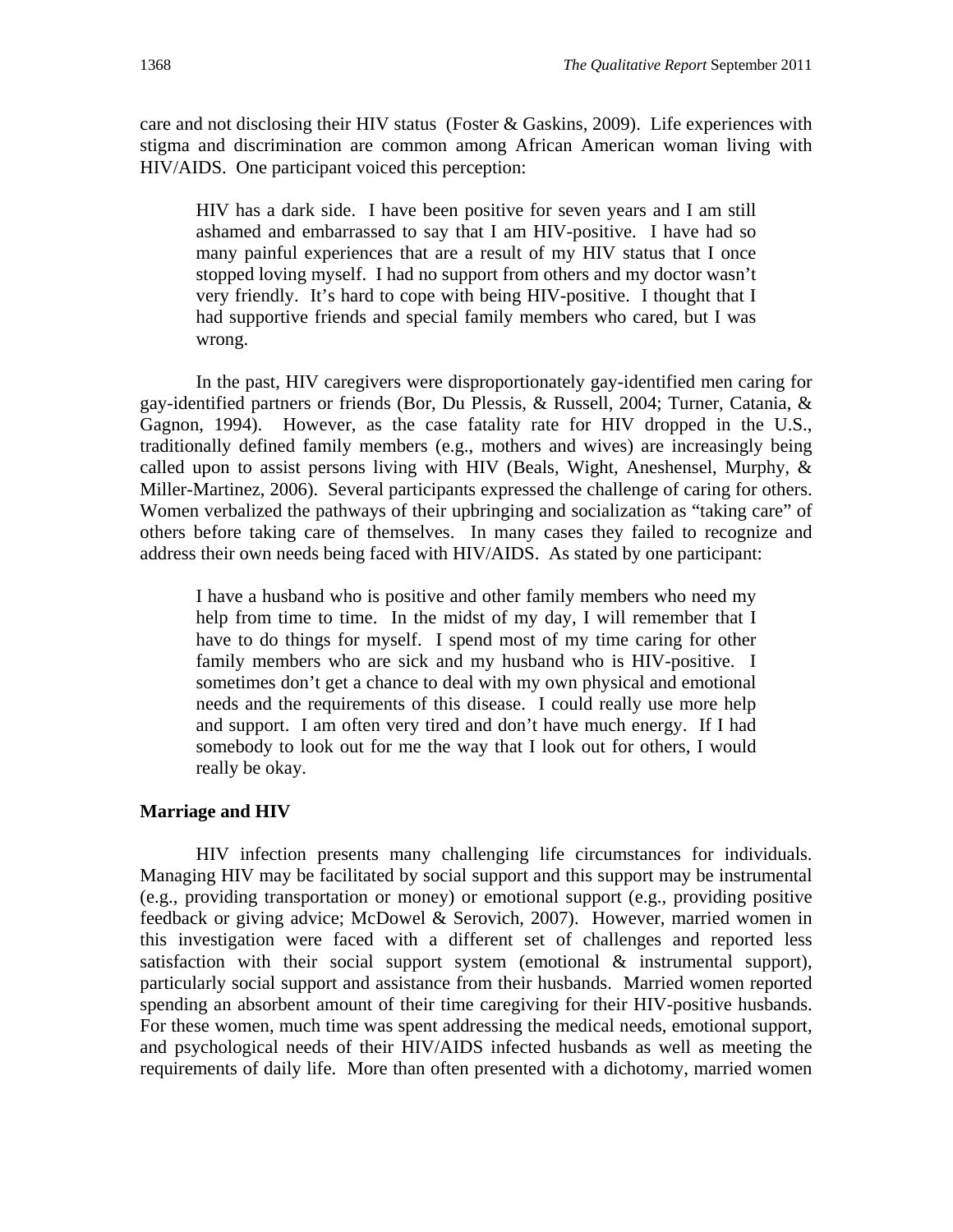care and not disclosing their HIV status (Foster & Gaskins, 2009). Life experiences with stigma and discrimination are common among African American woman living with HIV/AIDS. One participant voiced this perception:

> HIV has a dark side. I have been positive for seven years and I am still ashamed and embarrassed to say that I am HIV-positive. I have had so many painful experiences that are a result of my HIV status that I once stopped loving myself. I had no support from others and my doctor wasn't very friendly. It's hard to cope with being HIV-positive. I thought that I had supportive friends and special family members who cared, but I was wrong.

In the past, HIV caregivers were disproportionately gay-identified men caring for gay-identified partners or friends (Bor, Du Plessis, & Russell, 2004; Turner, Catania, & Gagnon, 1994). However, as the case fatality rate for HIV dropped in the U.S., traditionally defined family members (e.g., mothers and wives) are increasingly being called upon to assist persons living with HIV (Beals, Wight, Aneshensel, Murphy, & Miller-Martinez, 2006). Several participants expressed the challenge of caring for others. Women verbalized the pathways of their upbringing and socialization as "taking care" of others before taking care of themselves. In many cases they failed to recognize and address their own needs being faced with HIV/AIDS. As stated by one participant:

> I have a husband who is positive and other family members who need my help from time to time. In the midst of my day, I will remember that I have to do things for myself. I spend most of my time caring for other family members who are sick and my husband who is HIV-positive. I sometimes don't get a chance to deal with my own physical and emotional needs and the requirements of this disease. I could really use more help and support. I am often very tired and don't have much energy. If I had somebody to look out for me the way that I look out for others, I would really be okay.

### Marriage and HIV

HIV infection presents many challenging life circumstances for individuals. Managing HIV may be facilitated by social support and this support may be instrumental (e.g., providing transportation or money) or emotional support (e.g., providing positive feedback or giving advice; McDowel & Serovich, 2007). However, married women in this investigation were faced with a different set of challenges and reported less satisfaction with their social support system (emotional & instrumental support), particularly social support and assistance from their husbands. Married women reported spending an absorbent amount of their time caregiving for their HIV-positive husbands. For these women, much time was spent addressing the medical needs, emotional support, and psychological needs of their HIV/AIDS infected husbands as well as meeting the requirements of daily life. More than often presented with a dichotomy, married women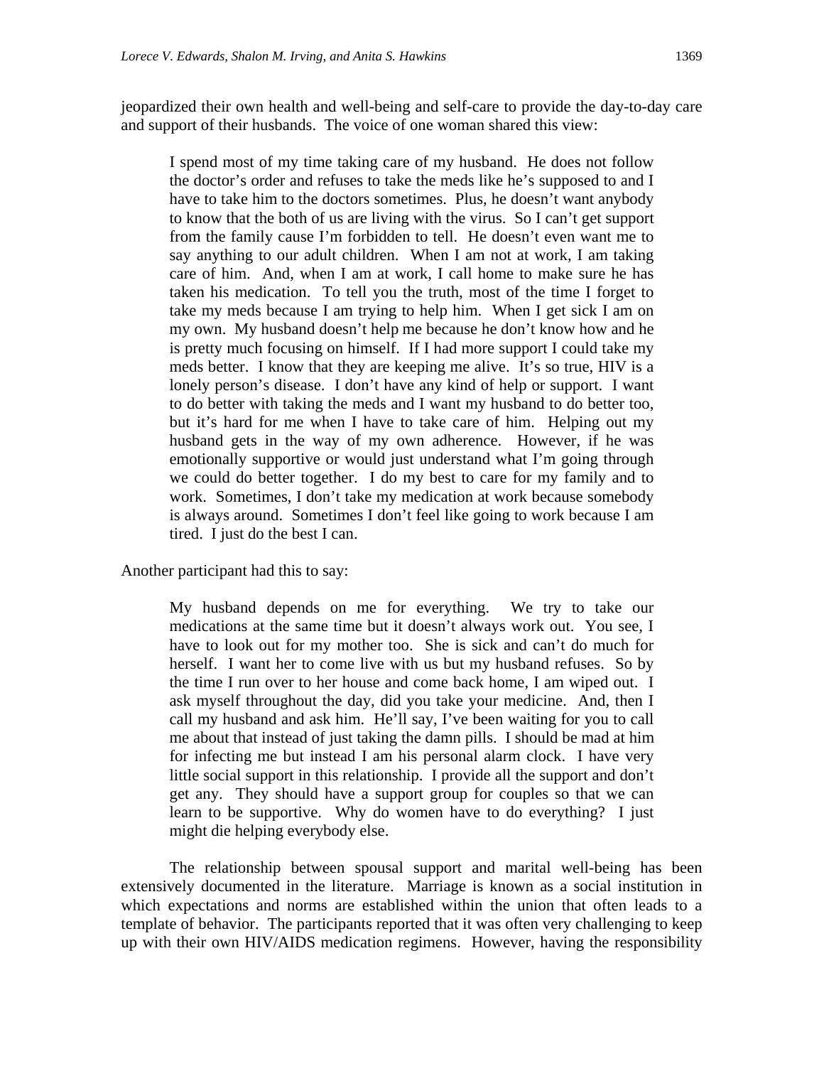jeopardized their own health and well-being and self-care to provide the day-to-day care and support of their husbands. The voice of one woman shared this view:

> I spend most of my time taking care of my husband. He does not follow the doctor's order and refuses to take the meds like he's supposed to and I have to take him to the doctors sometimes. Plus, he doesn't want anybody to know that the both of us are living with the virus. So I can't get support from the family cause I'm forbidden to tell. He doesn't even want me to say anything to our adult children. When I am not at work, I am taking care of him. And, when I am at work, I call home to make sure he has taken his medication. To tell you the truth, most of the time I forget to take my meds because I am trying to help him. When I get sick I am on my own. My husband doesn't help me because he don't know how and he is pretty much focusing on himself. If I had more support I could take my meds better. I know that they are keeping me alive. It's so true, HIV is a lonely person's disease. I don't have any kind of help or support. I want to do better with taking the meds and I want my husband to do better too, but it's hard for me when I have to take care of him. Helping out my husband gets in the way of my own adherence. However, if he was emotionally supportive or would just understand what I'm going through we could do better together. I do my best to care for my family and to work. Sometimes, I don't take my medication at work because somebody is always around. Sometimes I don't feel like going to work because I am tired. I just do the best I can.

Another participant had this to say:

> My husband depends on me for everything. We try to take our medications at the same time but it doesn't always work out. You see, I have to look out for my mother too. She is sick and can't do much for herself. I want her to come live with us but my husband refuses. So by the time I run over to her house and come back home, I am wiped out. I ask myself throughout the day, did you take your medicine. And, then I call my husband and ask him. He'll say, I've been waiting for you to call me about that instead of just taking the damn pills. I should be mad at him for infecting me but instead I am his personal alarm clock. I have very little social support in this relationship. I provide all the support and don't get any. They should have a support group for couples so that we can learn to be supportive. Why do women have to do everything? I just might die helping everybody else.

The relationship between spousal support and marital well-being has been extensively documented in the literature. Marriage is known as a social institution in which expectations and norms are established within the union that often leads to a template of behavior. The participants reported that it was often very challenging to keep up with their own HIV/AIDS medication regimens. However, having the responsibility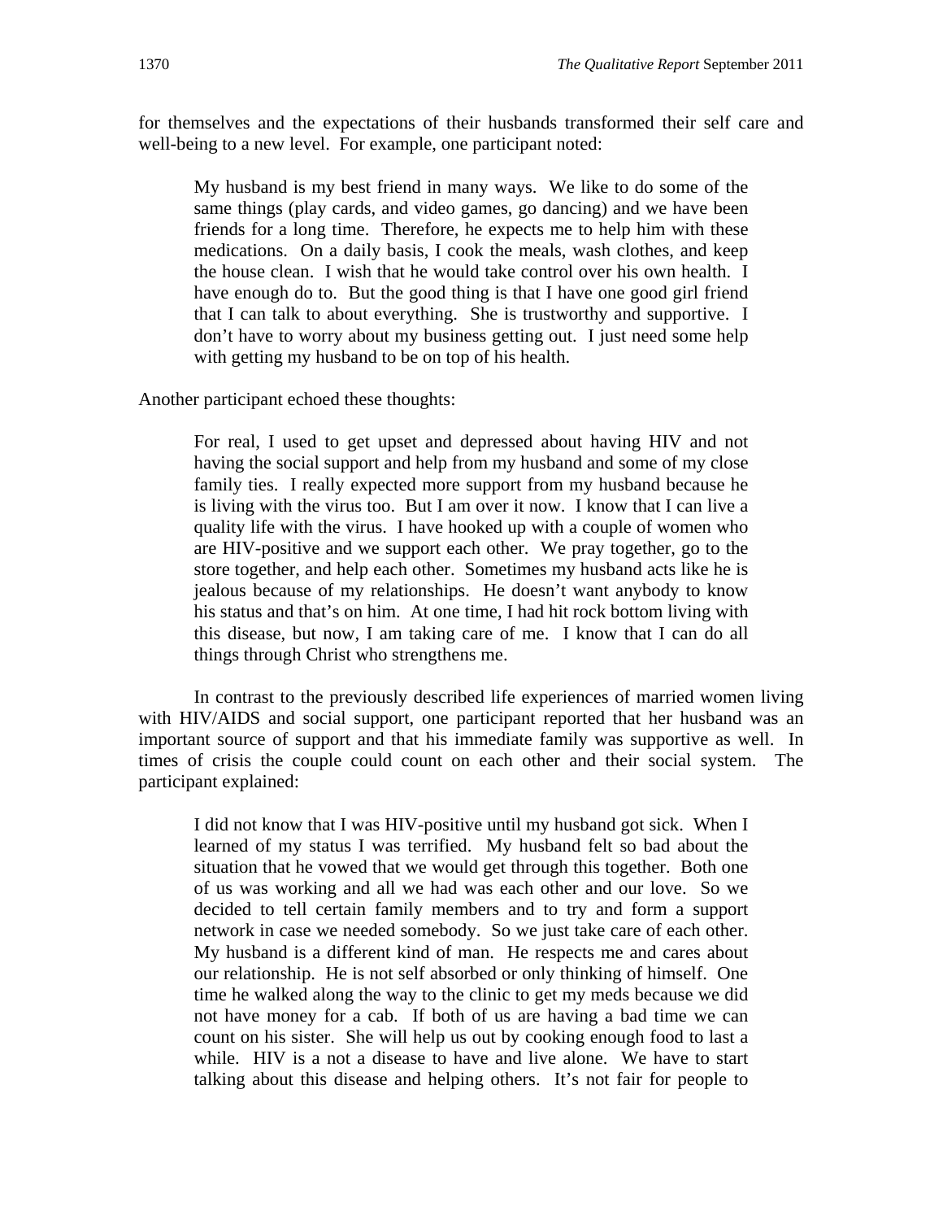for themselves and the expectations of their husbands transformed their self care and well-being to a new level. For example, one participant noted:

> My husband is my best friend in many ways. We like to do some of the same things (play cards, and video games, go dancing) and we have been friends for a long time. Therefore, he expects me to help him with these medications. On a daily basis, I cook the meals, wash clothes, and keep the house clean. I wish that he would take control over his own health. I have enough do to. But the good thing is that I have one good girl friend that I can talk to about everything. She is trustworthy and supportive. I don't have to worry about my business getting out. I just need some help with getting my husband to be on top of his health.

Another participant echoed these thoughts:

> For real, I used to get upset and depressed about having HIV and not having the social support and help from my husband and some of my close family ties. I really expected more support from my husband because he is living with the virus too. But I am over it now. I know that I can live a quality life with the virus. I have hooked up with a couple of women who are HIV-positive and we support each other. We pray together, go to the store together, and help each other. Sometimes my husband acts like he is jealous because of my relationships. He doesn't want anybody to know his status and that's on him. At one time, I had hit rock bottom living with this disease, but now, I am taking care of me. I know that I can do all things through Christ who strengthens me.

In contrast to the previously described life experiences of married women living with HIV/AIDS and social support, one participant reported that her husband was an important source of support and that his immediate family was supportive as well. In times of crisis the couple could count on each other and their social system. The participant explained:

> I did not know that I was HIV-positive until my husband got sick. When I learned of my status I was terrified. My husband felt so bad about the situation that he vowed that we would get through this together. Both one of us was working and all we had was each other and our love. So we decided to tell certain family members and to try and form a support network in case we needed somebody. So we just take care of each other. My husband is a different kind of man. He respects me and cares about our relationship. He is not self absorbed or only thinking of himself. One time he walked along the way to the clinic to get my meds because we did not have money for a cab. If both of us are having a bad time we can count on his sister. She will help us out by cooking enough food to last a while. HIV is a not a disease to have and live alone. We have to start talking about this disease and helping others. It's not fair for people to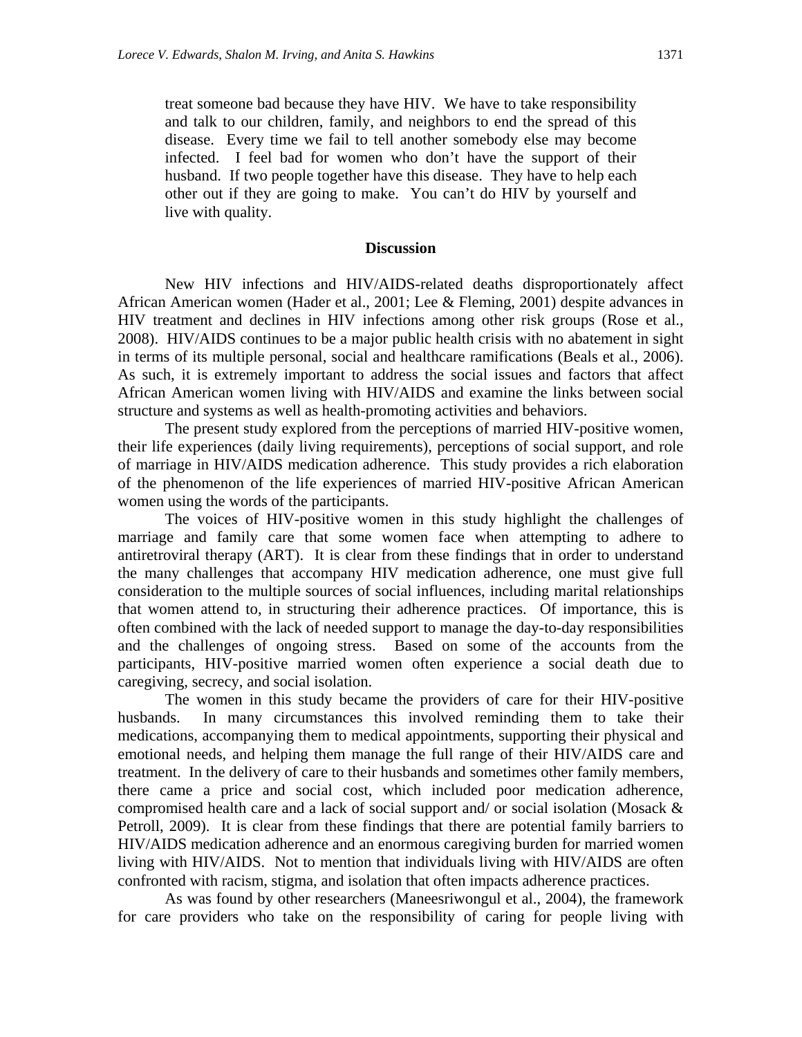> treat someone bad because they have HIV. We have to take responsibility and talk to our children, family, and neighbors to end the spread of this disease. Every time we fail to tell another somebody else may become infected. I feel bad for women who don't have the support of their husband. If two people together have this disease. They have to help each other out if they are going to make. You can't do HIV by yourself and live with quality.

## Discussion

New HIV infections and HIV/AIDS-related deaths disproportionately affect African American women (Hader et al., 2001; Lee & Fleming, 2001) despite advances in HIV treatment and declines in HIV infections among other risk groups (Rose et al., 2008). HIV/AIDS continues to be a major public health crisis with no abatement in sight in terms of its multiple personal, social and healthcare ramifications (Beals et al., 2006). As such, it is extremely important to address the social issues and factors that affect African American women living with HIV/AIDS and examine the links between social structure and systems as well as health-promoting activities and behaviors.

The present study explored from the perceptions of married HIV-positive women, their life experiences (daily living requirements), perceptions of social support, and role of marriage in HIV/AIDS medication adherence. This study provides a rich elaboration of the phenomenon of the life experiences of married HIV-positive African American women using the words of the participants.

The voices of HIV-positive women in this study highlight the challenges of marriage and family care that some women face when attempting to adhere to antiretroviral therapy (ART). It is clear from these findings that in order to understand the many challenges that accompany HIV medication adherence, one must give full consideration to the multiple sources of social influences, including marital relationships that women attend to, in structuring their adherence practices. Of importance, this is often combined with the lack of needed support to manage the day-to-day responsibilities and the challenges of ongoing stress. Based on some of the accounts from the participants, HIV-positive married women often experience a social death due to caregiving, secrecy, and social isolation.

The women in this study became the providers of care for their HIV-positive husbands. In many circumstances this involved reminding them to take their medications, accompanying them to medical appointments, supporting their physical and emotional needs, and helping them manage the full range of their HIV/AIDS care and treatment. In the delivery of care to their husbands and sometimes other family members, there came a price and social cost, which included poor medication adherence, compromised health care and a lack of social support and/ or social isolation (Mosack & Petroll, 2009). It is clear from these findings that there are potential family barriers to HIV/AIDS medication adherence and an enormous caregiving burden for married women living with HIV/AIDS. Not to mention that individuals living with HIV/AIDS are often confronted with racism, stigma, and isolation that often impacts adherence practices.

As was found by other researchers (Maneesriwongul et al., 2004), the framework for care providers who take on the responsibility of caring for people living with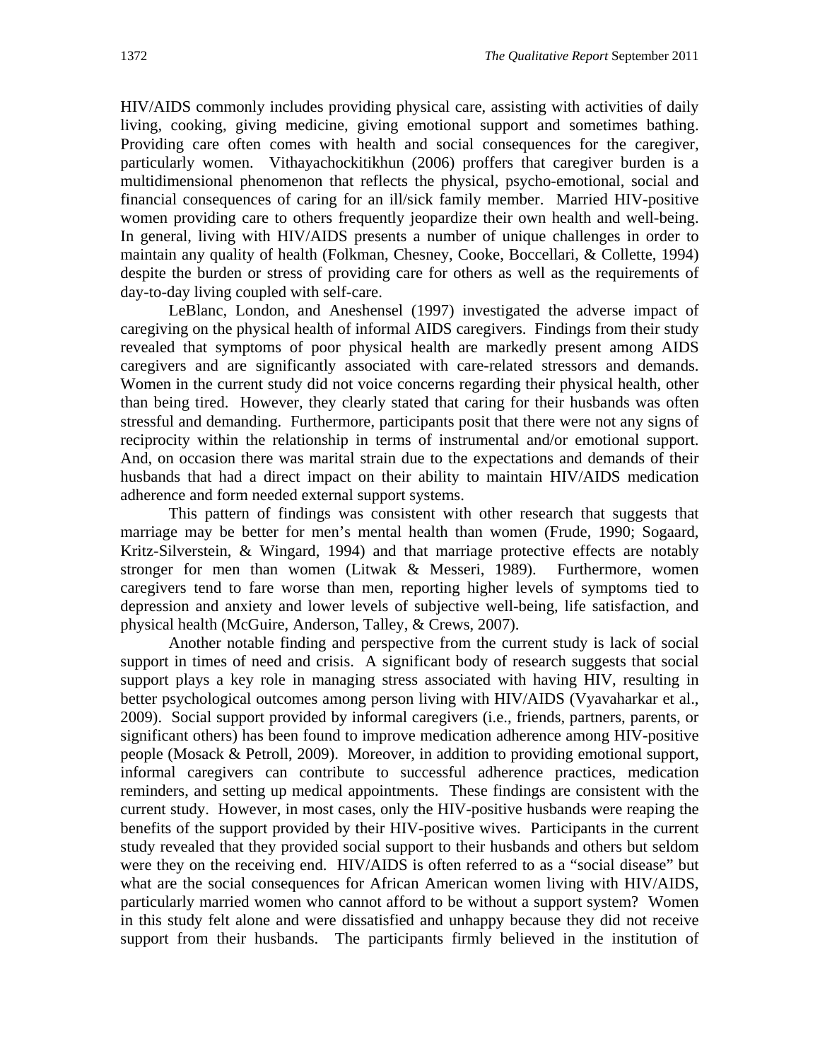HIV/AIDS commonly includes providing physical care, assisting with activities of daily living, cooking, giving medicine, giving emotional support and sometimes bathing. Providing care often comes with health and social consequences for the caregiver, particularly women. Vithayachockitikhun (2006) proffers that caregiver burden is a multidimensional phenomenon that reflects the physical, psycho-emotional, social and financial consequences of caring for an ill/sick family member. Married HIV-positive women providing care to others frequently jeopardize their own health and well-being. In general, living with HIV/AIDS presents a number of unique challenges in order to maintain any quality of health (Folkman, Chesney, Cooke, Boccellari, & Collette, 1994) despite the burden or stress of providing care for others as well as the requirements of day-to-day living coupled with self-care.

LeBlanc, London, and Aneshensel (1997) investigated the adverse impact of caregiving on the physical health of informal AIDS caregivers. Findings from their study revealed that symptoms of poor physical health are markedly present among AIDS caregivers and are significantly associated with care-related stressors and demands. Women in the current study did not voice concerns regarding their physical health, other than being tired. However, they clearly stated that caring for their husbands was often stressful and demanding. Furthermore, participants posit that there were not any signs of reciprocity within the relationship in terms of instrumental and/or emotional support. And, on occasion there was marital strain due to the expectations and demands of their husbands that had a direct impact on their ability to maintain HIV/AIDS medication adherence and form needed external support systems.

This pattern of findings was consistent with other research that suggests that marriage may be better for men's mental health than women (Frude, 1990; Sogaard, Kritz-Silverstein, & Wingard, 1994) and that marriage protective effects are notably stronger for men than women (Litwak & Messeri, 1989). Furthermore, women caregivers tend to fare worse than men, reporting higher levels of symptoms tied to depression and anxiety and lower levels of subjective well-being, life satisfaction, and physical health (McGuire, Anderson, Talley, & Crews, 2007).

Another notable finding and perspective from the current study is lack of social support in times of need and crisis. A significant body of research suggests that social support plays a key role in managing stress associated with having HIV, resulting in better psychological outcomes among person living with HIV/AIDS (Vyavaharkar et al., 2009). Social support provided by informal caregivers (i.e., friends, partners, parents, or significant others) has been found to improve medication adherence among HIV-positive people (Mosack & Petroll, 2009). Moreover, in addition to providing emotional support, informal caregivers can contribute to successful adherence practices, medication reminders, and setting up medical appointments. These findings are consistent with the current study. However, in most cases, only the HIV-positive husbands were reaping the benefits of the support provided by their HIV-positive wives. Participants in the current study revealed that they provided social support to their husbands and others but seldom were they on the receiving end. HIV/AIDS is often referred to as a "social disease" but what are the social consequences for African American women living with HIV/AIDS, particularly married women who cannot afford to be without a support system? Women in this study felt alone and were dissatisfied and unhappy because they did not receive support from their husbands. The participants firmly believed in the institution of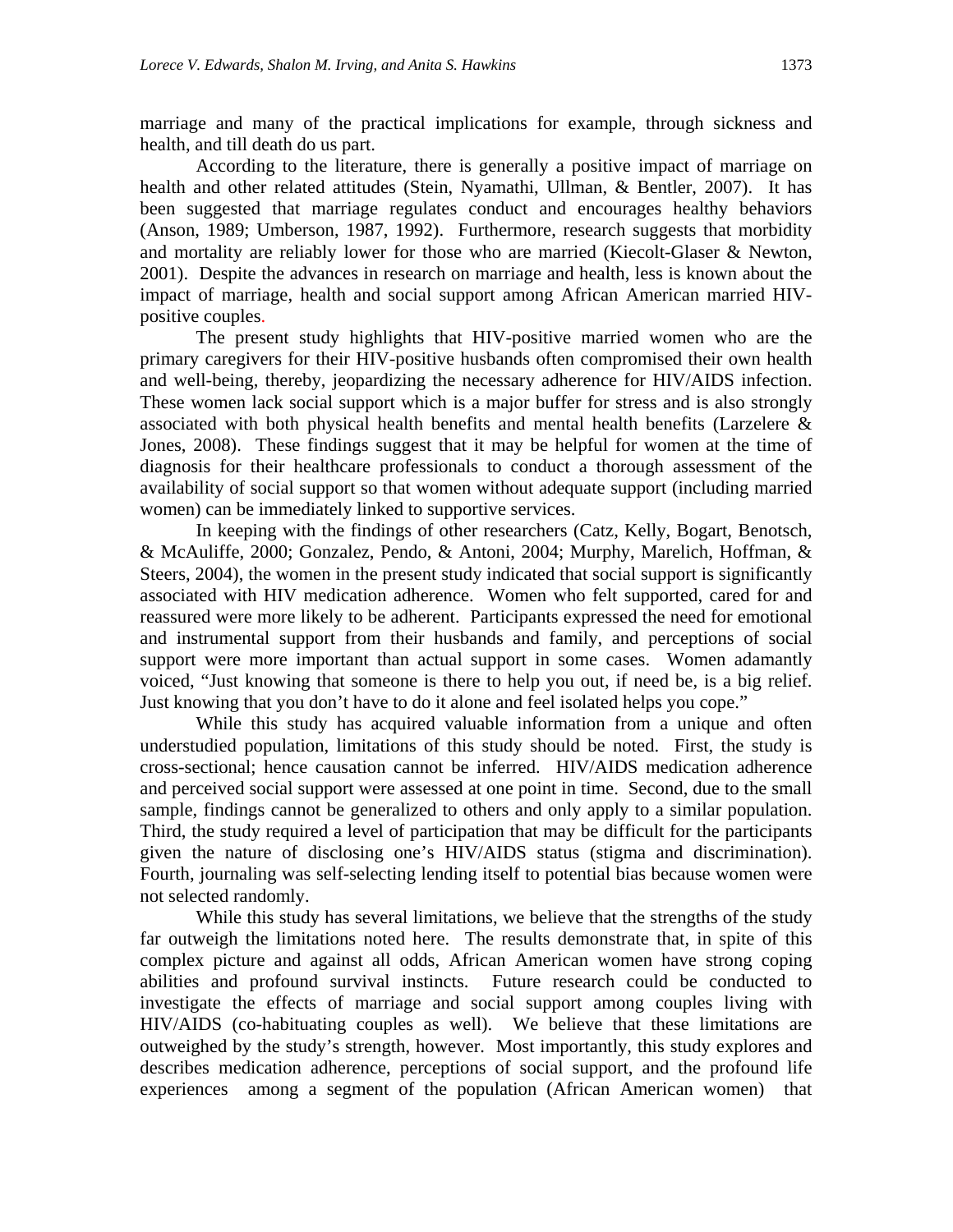marriage and many of the practical implications for example, through sickness and health, and till death do us part.

According to the literature, there is generally a positive impact of marriage on health and other related attitudes (Stein, Nyamathi, Ullman, & Bentler, 2007). It has been suggested that marriage regulates conduct and encourages healthy behaviors (Anson, 1989; Umberson, 1987, 1992). Furthermore, research suggests that morbidity and mortality are reliably lower for those who are married (Kiecolt-Glaser & Newton, 2001). Despite the advances in research on marriage and health, less is known about the impact of marriage, health and social support among African American married HIV-positive couples.

The present study highlights that HIV-positive married women who are the primary caregivers for their HIV-positive husbands often compromised their own health and well-being, thereby, jeopardizing the necessary adherence for HIV/AIDS infection. These women lack social support which is a major buffer for stress and is also strongly associated with both physical health benefits and mental health benefits (Larzelere & Jones, 2008). These findings suggest that it may be helpful for women at the time of diagnosis for their healthcare professionals to conduct a thorough assessment of the availability of social support so that women without adequate support (including married women) can be immediately linked to supportive services.

In keeping with the findings of other researchers (Catz, Kelly, Bogart, Benotsch, & McAuliffe, 2000; Gonzalez, Pendo, & Antoni, 2004; Murphy, Marelich, Hoffman, & Steers, 2004), the women in the present study indicated that social support is significantly associated with HIV medication adherence. Women who felt supported, cared for and reassured were more likely to be adherent. Participants expressed the need for emotional and instrumental support from their husbands and family, and perceptions of social support were more important than actual support in some cases. Women adamantly voiced, "Just knowing that someone is there to help you out, if need be, is a big relief. Just knowing that you don't have to do it alone and feel isolated helps you cope."

While this study has acquired valuable information from a unique and often understudied population, limitations of this study should be noted. First, the study is cross-sectional; hence causation cannot be inferred. HIV/AIDS medication adherence and perceived social support were assessed at one point in time. Second, due to the small sample, findings cannot be generalized to others and only apply to a similar population. Third, the study required a level of participation that may be difficult for the participants given the nature of disclosing one's HIV/AIDS status (stigma and discrimination). Fourth, journaling was self-selecting lending itself to potential bias because women were not selected randomly.

While this study has several limitations, we believe that the strengths of the study far outweigh the limitations noted here. The results demonstrate that, in spite of this complex picture and against all odds, African American women have strong coping abilities and profound survival instincts. Future research could be conducted to investigate the effects of marriage and social support among couples living with HIV/AIDS (co-habituating couples as well). We believe that these limitations are outweighed by the study's strength, however. Most importantly, this study explores and describes medication adherence, perceptions of social support, and the profound life experiences among a segment of the population (African American women) that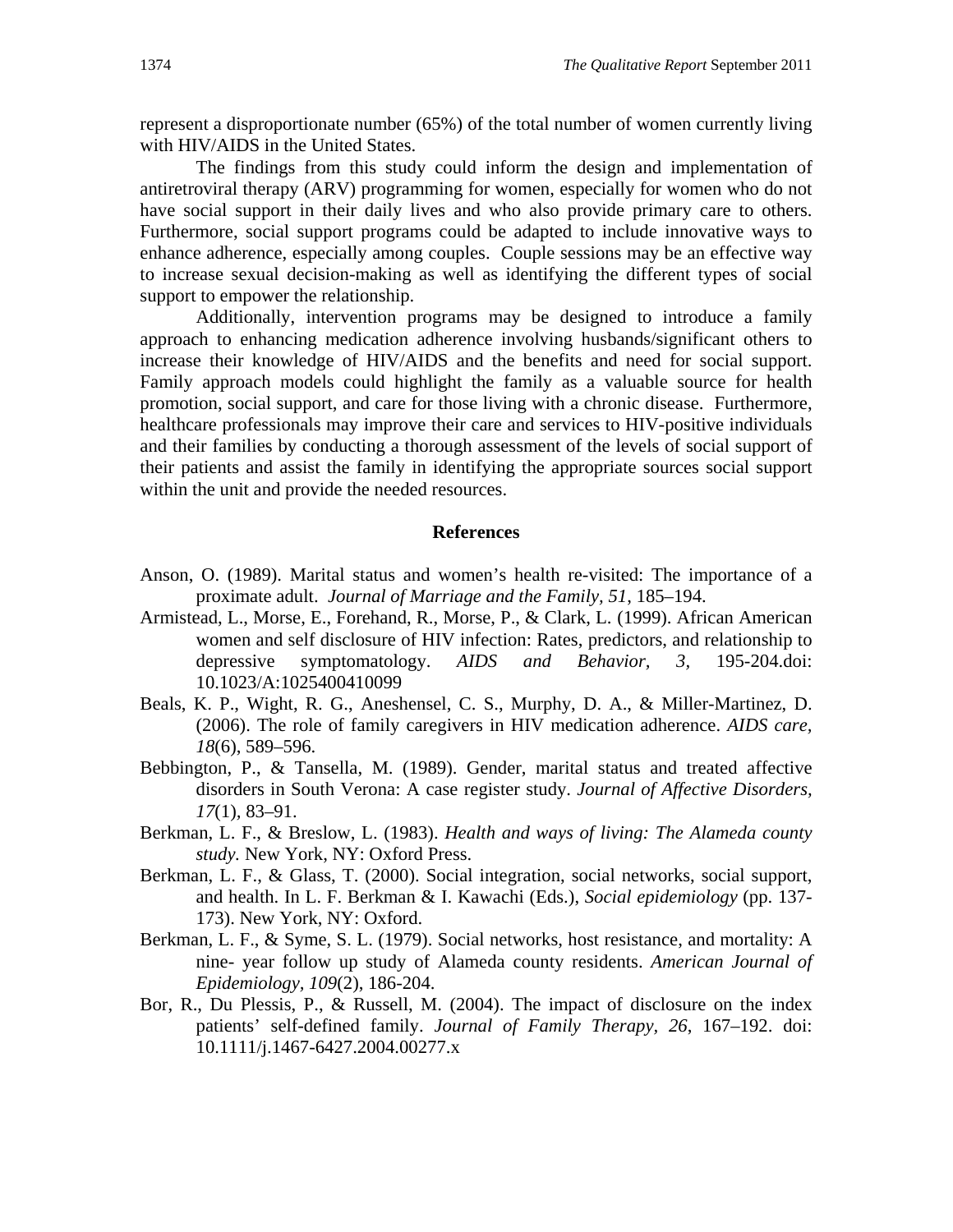represent a disproportionate number (65%) of the total number of women currently living with HIV/AIDS in the United States.

The findings from this study could inform the design and implementation of antiretroviral therapy (ARV) programming for women, especially for women who do not have social support in their daily lives and who also provide primary care to others. Furthermore, social support programs could be adapted to include innovative ways to enhance adherence, especially among couples. Couple sessions may be an effective way to increase sexual decision-making as well as identifying the different types of social support to empower the relationship.

Additionally, intervention programs may be designed to introduce a family approach to enhancing medication adherence involving husbands/significant others to increase their knowledge of HIV/AIDS and the benefits and need for social support. Family approach models could highlight the family as a valuable source for health promotion, social support, and care for those living with a chronic disease. Furthermore, healthcare professionals may improve their care and services to HIV-positive individuals and their families by conducting a thorough assessment of the levels of social support of their patients and assist the family in identifying the appropriate sources social support within the unit and provide the needed resources.

## References

Anson, O. (1989). Marital status and women's health re-visited: The importance of a proximate adult. *Journal of Marriage and the Family, 51*, 185–194.

Armistead, L., Morse, E., Forehand, R., Morse, P., & Clark, L. (1999). African American women and self disclosure of HIV infection: Rates, predictors, and relationship to depressive symptomatology. *AIDS and Behavior, 3,* 195-204.doi: 10.1023/A:1025400410099

Beals, K. P., Wight, R. G., Aneshensel, C. S., Murphy, D. A., & Miller-Martinez, D. (2006). The role of family caregivers in HIV medication adherence. *AIDS care, 18*(6), 589–596.

Bebbington, P., & Tansella, M. (1989). Gender, marital status and treated affective disorders in South Verona: A case register study. *Journal of Affective Disorders, 17*(1), 83–91.

Berkman, L. F., & Breslow, L. (1983). *Health and ways of living: The Alameda county study.* New York, NY: Oxford Press.

Berkman, L. F., & Glass, T. (2000). Social integration, social networks, social support, and health. In L. F. Berkman & I. Kawachi (Eds.), *Social epidemiology* (pp. 137-173). New York, NY: Oxford.

Berkman, L. F., & Syme, S. L. (1979). Social networks, host resistance, and mortality: A nine- year follow up study of Alameda county residents. *American Journal of Epidemiology, 109*(2), 186-204.

Bor, R., Du Plessis, P., & Russell, M. (2004). The impact of disclosure on the index patients' self-defined family. *Journal of Family Therapy, 26,* 167–192. doi: 10.1111/j.1467-6427.2004.00277.x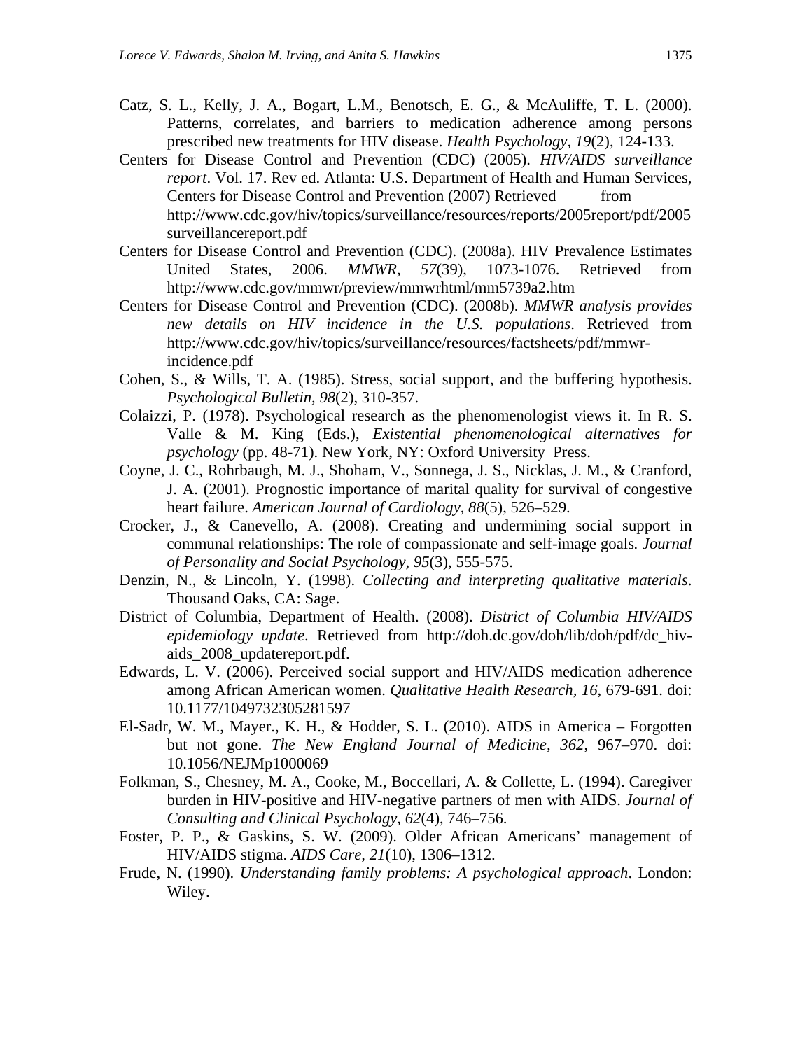Catz, S. L., Kelly, J. A., Bogart, L.M., Benotsch, E. G., & McAuliffe, T. L. (2000). Patterns, correlates, and barriers to medication adherence among persons prescribed new treatments for HIV disease. *Health Psychology, 19*(2), 124-133.

Centers for Disease Control and Prevention (CDC) (2005). *HIV/AIDS surveillance report*. Vol. 17. Rev ed. Atlanta: U.S. Department of Health and Human Services, Centers for Disease Control and Prevention (2007) Retrieved from http://www.cdc.gov/hiv/topics/surveillance/resources/reports/2005report/pdf/2005surveillancereport.pdf

Centers for Disease Control and Prevention (CDC). (2008a). HIV Prevalence Estimates United States, 2006. *MMWR, 57*(39), 1073-1076. Retrieved from http://www.cdc.gov/mmwr/preview/mmwrhtml/mm5739a2.htm

Centers for Disease Control and Prevention (CDC). (2008b). *MMWR analysis provides new details on HIV incidence in the U.S. populations*. Retrieved from http://www.cdc.gov/hiv/topics/surveillance/resources/factsheets/pdf/mmwr-incidence.pdf

Cohen, S., & Wills, T. A. (1985). Stress, social support, and the buffering hypothesis. *Psychological Bulletin, 98*(2), 310-357.

Colaizzi, P. (1978). Psychological research as the phenomenologist views it. In R. S. Valle & M. King (Eds.), *Existential phenomenological alternatives for psychology* (pp. 48-71). New York, NY: Oxford University Press.

Coyne, J. C., Rohrbaugh, M. J., Shoham, V., Sonnega, J. S., Nicklas, J. M., & Cranford, J. A. (2001). Prognostic importance of marital quality for survival of congestive heart failure. *American Journal of Cardiology, 88*(5), 526–529.

Crocker, J., & Canevello, A. (2008). Creating and undermining social support in communal relationships: The role of compassionate and self-image goals. *Journal of Personality and Social Psychology, 95*(3), 555-575.

Denzin, N., & Lincoln, Y. (1998). *Collecting and interpreting qualitative materials*. Thousand Oaks, CA: Sage.

District of Columbia, Department of Health. (2008). *District of Columbia HIV/AIDS epidemiology update*. Retrieved from http://doh.dc.gov/doh/lib/doh/pdf/dc_hiv-aids_2008_updatereport.pdf.

Edwards, L. V. (2006). Perceived social support and HIV/AIDS medication adherence among African American women. *Qualitative Health Research, 16*, 679-691. doi: 10.1177/1049732305281597

El-Sadr, W. M., Mayer., K. H., & Hodder, S. L. (2010). AIDS in America – Forgotten but not gone. *The New England Journal of Medicine, 362*, 967–970. doi: 10.1056/NEJMp1000069

Folkman, S., Chesney, M. A., Cooke, M., Boccellari, A. & Collette, L. (1994). Caregiver burden in HIV-positive and HIV-negative partners of men with AIDS. *Journal of Consulting and Clinical Psychology, 62*(4), 746–756.

Foster, P. P., & Gaskins, S. W. (2009). Older African Americans' management of HIV/AIDS stigma. *AIDS Care, 21*(10), 1306–1312.

Frude, N. (1990). *Understanding family problems: A psychological approach*. London: Wiley.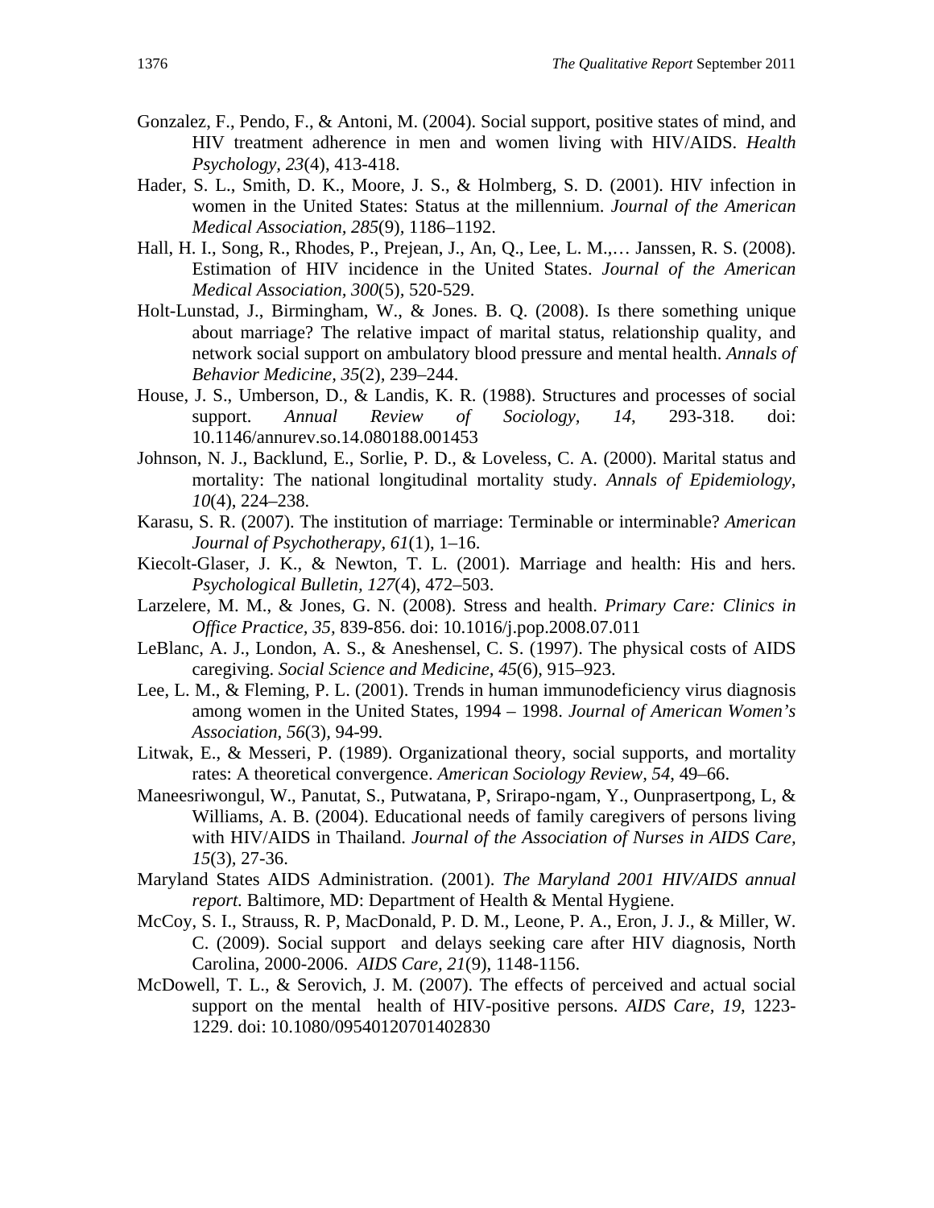Gonzalez, F., Pendo, F., & Antoni, M. (2004). Social support, positive states of mind, and HIV treatment adherence in men and women living with HIV/AIDS. *Health Psychology, 23*(4), 413-418.

Hader, S. L., Smith, D. K., Moore, J. S., & Holmberg, S. D. (2001). HIV infection in women in the United States: Status at the millennium. *Journal of the American Medical Association, 285*(9), 1186–1192.

Hall, H. I., Song, R., Rhodes, P., Prejean, J., An, Q., Lee, L. M.,… Janssen, R. S. (2008). Estimation of HIV incidence in the United States. *Journal of the American Medical Association, 300*(5), 520-529.

Holt-Lunstad, J., Birmingham, W., & Jones. B. Q. (2008). Is there something unique about marriage? The relative impact of marital status, relationship quality, and network social support on ambulatory blood pressure and mental health. *Annals of Behavior Medicine, 35*(2), 239–244.

House, J. S., Umberson, D., & Landis, K. R. (1988). Structures and processes of social support. *Annual Review of Sociology, 14*, 293-318. doi: 10.1146/annurev.so.14.080188.001453

Johnson, N. J., Backlund, E., Sorlie, P. D., & Loveless, C. A. (2000). Marital status and mortality: The national longitudinal mortality study. *Annals of Epidemiology, 10*(4), 224–238.

Karasu, S. R. (2007). The institution of marriage: Terminable or interminable? *American Journal of Psychotherapy, 61*(1), 1–16.

Kiecolt-Glaser, J. K., & Newton, T. L. (2001). Marriage and health: His and hers. *Psychological Bulletin, 127*(4), 472–503.

Larzelere, M. M., & Jones, G. N. (2008). Stress and health. *Primary Care: Clinics in Office Practice, 35,* 839-856. doi: 10.1016/j.pop.2008.07.011

LeBlanc, A. J., London, A. S., & Aneshensel, C. S. (1997). The physical costs of AIDS caregiving. *Social Science and Medicine, 45*(6), 915–923.

Lee, L. M., & Fleming, P. L. (2001). Trends in human immunodeficiency virus diagnosis among women in the United States, 1994 – 1998. *Journal of American Women's Association, 56*(3), 94-99.

Litwak, E., & Messeri, P. (1989). Organizational theory, social supports, and mortality rates: A theoretical convergence. *American Sociology Review, 54*, 49–66.

Maneesriwongul, W., Panutat, S., Putwatana, P, Srirapo-ngam, Y., Ounprasertpong, L, & Williams, A. B. (2004). Educational needs of family caregivers of persons living with HIV/AIDS in Thailand. *Journal of the Association of Nurses in AIDS Care, 15*(3), 27-36.

Maryland States AIDS Administration. (2001). *The Maryland 2001 HIV/AIDS annual report.* Baltimore, MD: Department of Health & Mental Hygiene.

McCoy, S. I., Strauss, R. P, MacDonald, P. D. M., Leone, P. A., Eron, J. J., & Miller, W. C. (2009). Social support and delays seeking care after HIV diagnosis, North Carolina, 2000-2006. *AIDS Care, 21*(9), 1148-1156.

McDowell, T. L., & Serovich, J. M. (2007). The effects of perceived and actual social support on the mental health of HIV-positive persons. *AIDS Care, 19*, 1223-1229. doi: 10.1080/09540120701402830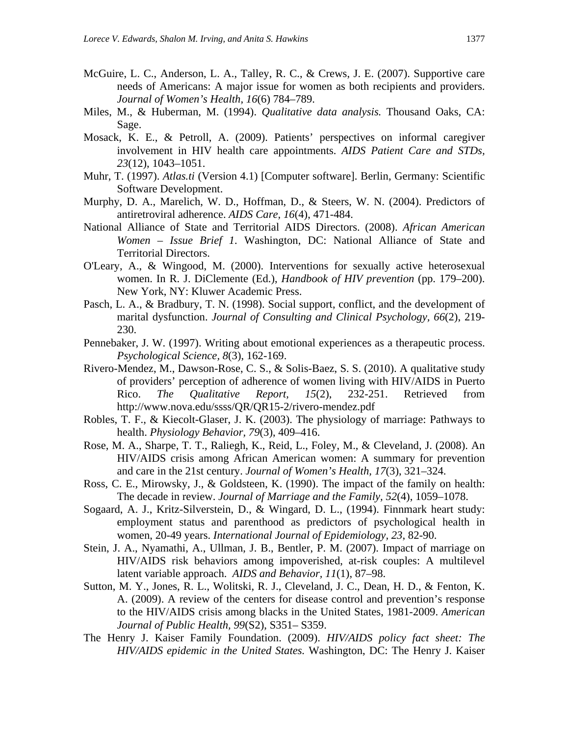McGuire, L. C., Anderson, L. A., Talley, R. C., & Crews, J. E. (2007). Supportive care needs of Americans: A major issue for women as both recipients and providers. *Journal of Women's Health, 16*(6) 784–789.

Miles, M., & Huberman, M. (1994). *Qualitative data analysis.* Thousand Oaks, CA: Sage.

Mosack, K. E., & Petroll, A. (2009). Patients' perspectives on informal caregiver involvement in HIV health care appointments. *AIDS Patient Care and STDs, 23*(12), 1043–1051.

Muhr, T. (1997). *Atlas.ti* (Version 4.1) [Computer software]. Berlin, Germany: Scientific Software Development.

Murphy, D. A., Marelich, W. D., Hoffman, D., & Steers, W. N. (2004). Predictors of antiretroviral adherence. *AIDS Care, 16*(4), 471-484.

National Alliance of State and Territorial AIDS Directors. (2008). *African American Women – Issue Brief 1*. Washington, DC: National Alliance of State and Territorial Directors.

O'Leary, A., & Wingood, M. (2000). Interventions for sexually active heterosexual women. In R. J. DiClemente (Ed.), *Handbook of HIV prevention* (pp. 179–200). New York, NY: Kluwer Academic Press.

Pasch, L. A., & Bradbury, T. N. (1998). Social support, conflict, and the development of marital dysfunction. *Journal of Consulting and Clinical Psychology, 66*(2), 219-230.

Pennebaker, J. W. (1997). Writing about emotional experiences as a therapeutic process. *Psychological Science, 8*(3), 162-169.

Rivero-Mendez, M., Dawson-Rose, C. S., & Solis-Baez, S. S. (2010). A qualitative study of providers' perception of adherence of women living with HIV/AIDS in Puerto Rico. *The Qualitative Report, 15*(2), 232-251. Retrieved from http://www.nova.edu/ssss/QR/QR15-2/rivero-mendez.pdf

Robles, T. F., & Kiecolt-Glaser, J. K. (2003). The physiology of marriage: Pathways to health. *Physiology Behavior, 79*(3), 409–416.

Rose, M. A., Sharpe, T. T., Raliegh, K., Reid, L., Foley, M., & Cleveland, J. (2008). An HIV/AIDS crisis among African American women: A summary for prevention and care in the 21st century. *Journal of Women's Health, 17*(3), 321–324.

Ross, C. E., Mirowsky, J., & Goldsteen, K. (1990). The impact of the family on health: The decade in review. *Journal of Marriage and the Family, 52*(4), 1059–1078.

Sogaard, A. J., Kritz-Silverstein, D., & Wingard, D. L., (1994). Finnmark heart study: employment status and parenthood as predictors of psychological health in women, 20-49 years. *International Journal of Epidemiology, 23*, 82-90.

Stein, J. A., Nyamathi, A., Ullman, J. B., Bentler, P. M. (2007). Impact of marriage on HIV/AIDS risk behaviors among impoverished, at-risk couples: A multilevel latent variable approach. *AIDS and Behavior, 11*(1), 87–98.

Sutton, M. Y., Jones, R. L., Wolitski, R. J., Cleveland, J. C., Dean, H. D., & Fenton, K. A. (2009). A review of the centers for disease control and prevention's response to the HIV/AIDS crisis among blacks in the United States, 1981-2009. *American Journal of Public Health, 99*(S2), S351– S359.

The Henry J. Kaiser Family Foundation. (2009). *HIV/AIDS policy fact sheet: The HIV/AIDS epidemic in the United States.* Washington, DC: The Henry J. Kaiser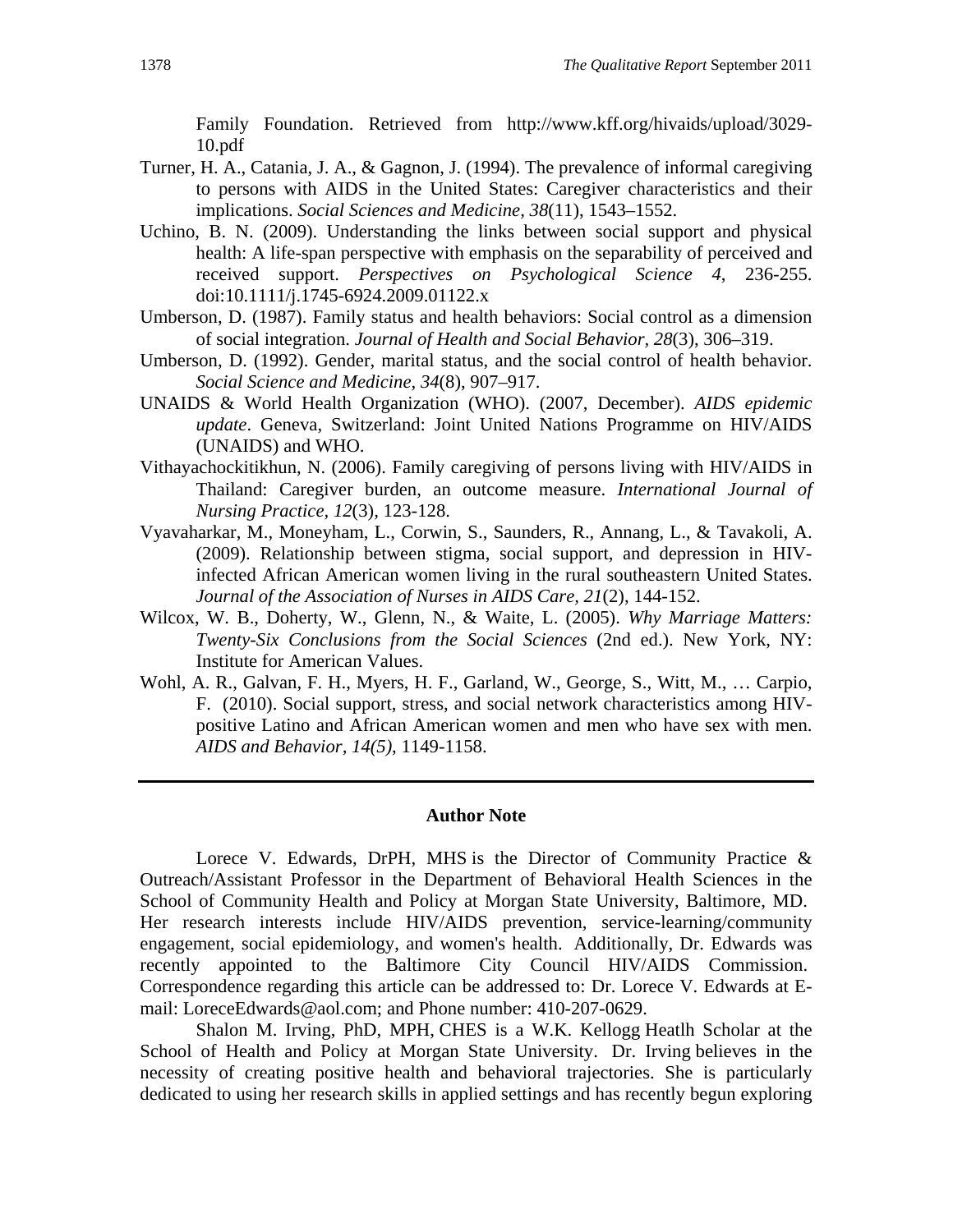Family Foundation. Retrieved from http://www.kff.org/hivaids/upload/3029-10.pdf

Turner, H. A., Catania, J. A., & Gagnon, J. (1994). The prevalence of informal caregiving to persons with AIDS in the United States: Caregiver characteristics and their implications. *Social Sciences and Medicine, 38*(11), 1543–1552.

Uchino, B. N. (2009). Understanding the links between social support and physical health: A life-span perspective with emphasis on the separability of perceived and received support. *Perspectives on Psychological Science 4*, 236-255. doi:10.1111/j.1745-6924.2009.01122.x

Umberson, D. (1987). Family status and health behaviors: Social control as a dimension of social integration. *Journal of Health and Social Behavior, 28*(3), 306–319.

Umberson, D. (1992). Gender, marital status, and the social control of health behavior. *Social Science and Medicine, 34*(8), 907–917.

UNAIDS & World Health Organization (WHO). (2007, December). *AIDS epidemic update*. Geneva, Switzerland: Joint United Nations Programme on HIV/AIDS (UNAIDS) and WHO.

Vithayachockitikhun, N. (2006). Family caregiving of persons living with HIV/AIDS in Thailand: Caregiver burden, an outcome measure. *International Journal of Nursing Practice, 12*(3), 123-128.

Vyavaharkar, M., Moneyham, L., Corwin, S., Saunders, R., Annang, L., & Tavakoli, A. (2009). Relationship between stigma, social support, and depression in HIV-infected African American women living in the rural southeastern United States. *Journal of the Association of Nurses in AIDS Care, 21*(2), 144-152.

Wilcox, W. B., Doherty, W., Glenn, N., & Waite, L. (2005). *Why Marriage Matters: Twenty-Six Conclusions from the Social Sciences* (2nd ed.). New York, NY: Institute for American Values.

Wohl, A. R., Galvan, F. H., Myers, H. F., Garland, W., George, S., Witt, M., … Carpio, F. (2010). Social support, stress, and social network characteristics among HIV-positive Latino and African American women and men who have sex with men. *AIDS and Behavior, 14(5)*, 1149-1158.

---

## Author Note

Lorece V. Edwards, DrPH, MHS is the Director of Community Practice & Outreach/Assistant Professor in the Department of Behavioral Health Sciences in the School of Community Health and Policy at Morgan State University, Baltimore, MD. Her research interests include HIV/AIDS prevention, service-learning/community engagement, social epidemiology, and women's health. Additionally, Dr. Edwards was recently appointed to the Baltimore City Council HIV/AIDS Commission. Correspondence regarding this article can be addressed to: Dr. Lorece V. Edwards at E-mail: LoreceEdwards@aol.com; and Phone number: 410-207-0629.

Shalon M. Irving, PhD, MPH, CHES is a W.K. Kellogg Heatlh Scholar at the School of Health and Policy at Morgan State University. Dr. Irving believes in the necessity of creating positive health and behavioral trajectories. She is particularly dedicated to using her research skills in applied settings and has recently begun exploring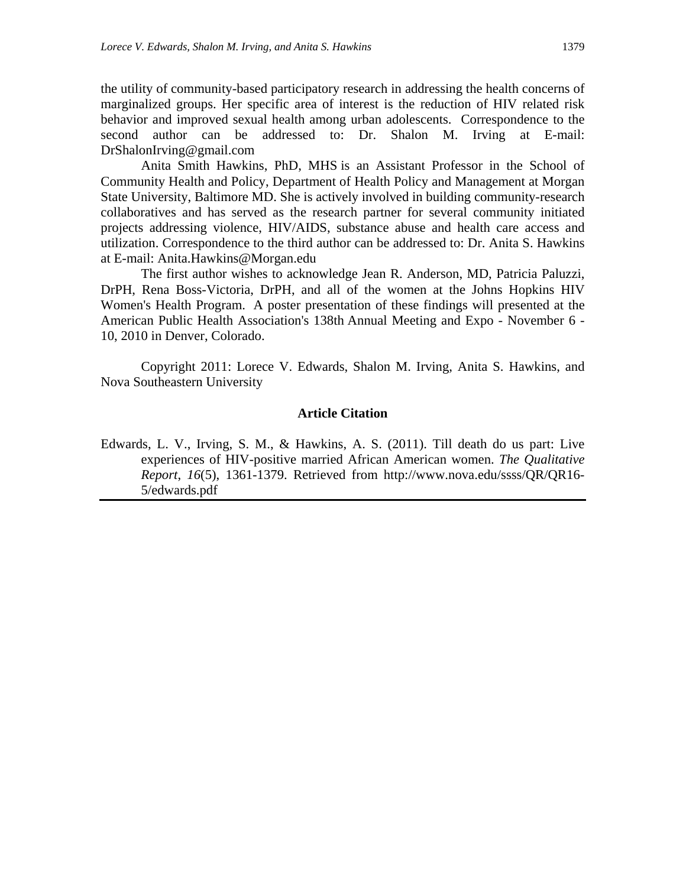the utility of community-based participatory research in addressing the health concerns of marginalized groups. Her specific area of interest is the reduction of HIV related risk behavior and improved sexual health among urban adolescents. Correspondence to the second author can be addressed to: Dr. Shalon M. Irving at E-mail: DrShalonIrving@gmail.com

Anita Smith Hawkins, PhD, MHS is an Assistant Professor in the School of Community Health and Policy, Department of Health Policy and Management at Morgan State University, Baltimore MD. She is actively involved in building community-research collaboratives and has served as the research partner for several community initiated projects addressing violence, HIV/AIDS, substance abuse and health care access and utilization. Correspondence to the third author can be addressed to: Dr. Anita S. Hawkins at E-mail: Anita.Hawkins@Morgan.edu

The first author wishes to acknowledge Jean R. Anderson, MD, Patricia Paluzzi, DrPH, Rena Boss-Victoria, DrPH, and all of the women at the Johns Hopkins HIV Women's Health Program. A poster presentation of these findings will presented at the American Public Health Association's 138th Annual Meeting and Expo - November 6 - 10, 2010 in Denver, Colorado.

Copyright 2011: Lorece V. Edwards, Shalon M. Irving, Anita S. Hawkins, and Nova Southeastern University

### Article Citation

Edwards, L. V., Irving, S. M., & Hawkins, A. S. (2011). Till death do us part: Live experiences of HIV-positive married African American women. *The Qualitative Report*, *16*(5), 1361-1379. Retrieved from http://www.nova.edu/ssss/QR/QR16-5/edwards.pdf